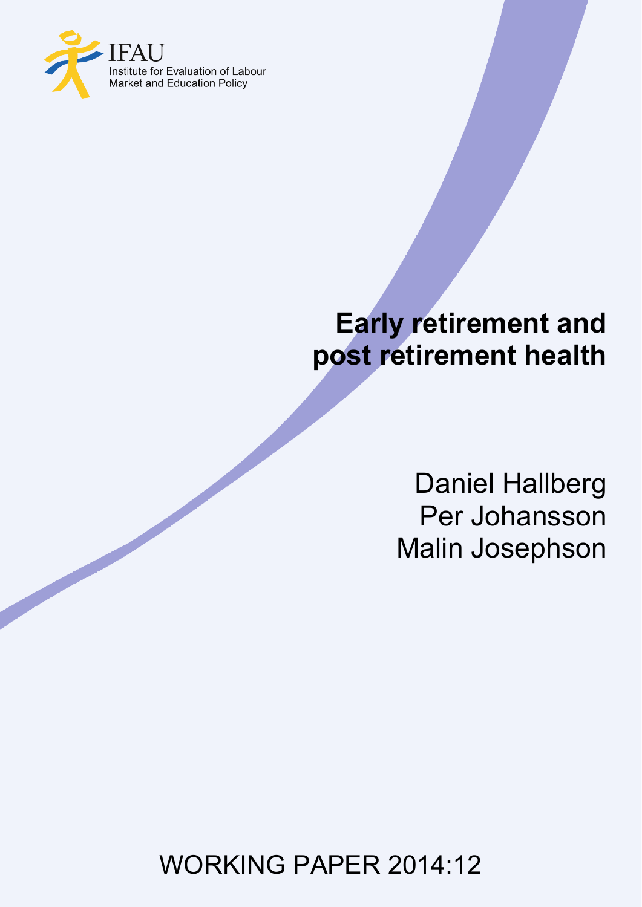IFAU
Institute for Evaluation of Labour Market and Education Policy

# Early retirement and post retirement health

Daniel Hallberg
Per Johansson
Malin Josephson

WORKING PAPER 2014:12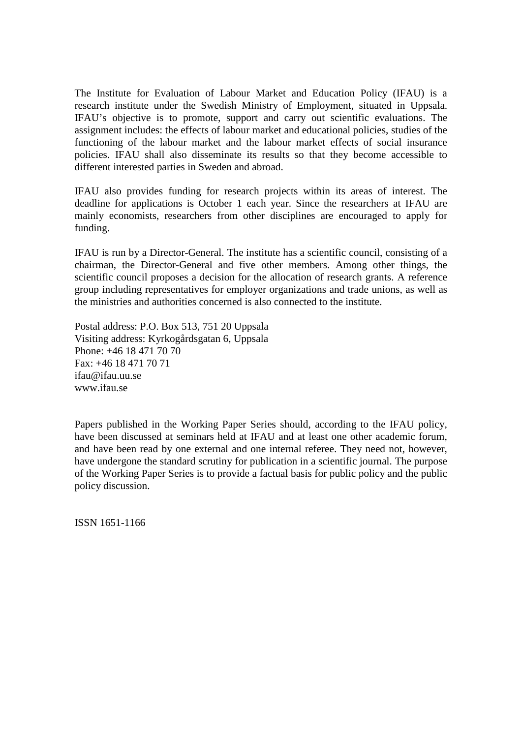The Institute for Evaluation of Labour Market and Education Policy (IFAU) is a research institute under the Swedish Ministry of Employment, situated in Uppsala. IFAU's objective is to promote, support and carry out scientific evaluations. The assignment includes: the effects of labour market and educational policies, studies of the functioning of the labour market and the labour market effects of social insurance policies. IFAU shall also disseminate its results so that they become accessible to different interested parties in Sweden and abroad.

IFAU also provides funding for research projects within its areas of interest. The deadline for applications is October 1 each year. Since the researchers at IFAU are mainly economists, researchers from other disciplines are encouraged to apply for funding.

IFAU is run by a Director-General. The institute has a scientific council, consisting of a chairman, the Director-General and five other members. Among other things, the scientific council proposes a decision for the allocation of research grants. A reference group including representatives for employer organizations and trade unions, as well as the ministries and authorities concerned is also connected to the institute.

Postal address: P.O. Box 513, 751 20 Uppsala
Visiting address: Kyrkogårdsgatan 6, Uppsala
Phone: +46 18 471 70 70
Fax: +46 18 471 70 71
ifau@ifau.uu.se
www.ifau.se

Papers published in the Working Paper Series should, according to the IFAU policy, have been discussed at seminars held at IFAU and at least one other academic forum, and have been read by one external and one internal referee. They need not, however, have undergone the standard scrutiny for publication in a scientific journal. The purpose of the Working Paper Series is to provide a factual basis for public policy and the public policy discussion.

ISSN 1651-1166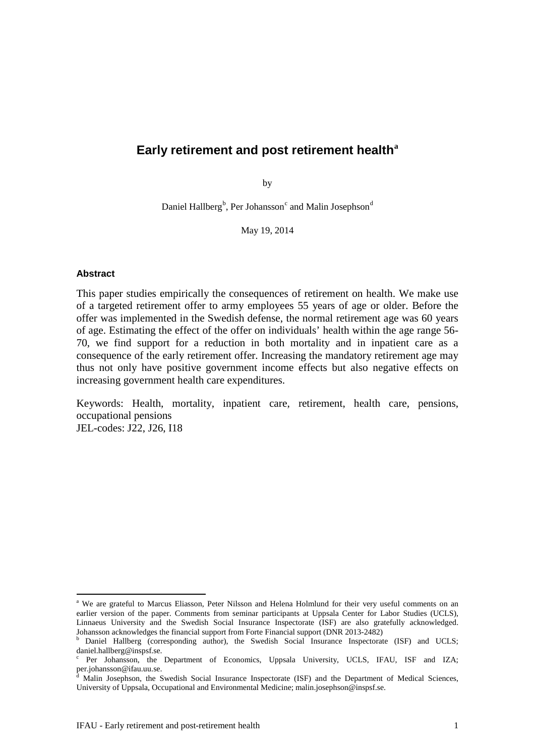# Early retirement and post retirement health[a]

by

Daniel Hallberg[b], Per Johansson[c] and Malin Josephson[d]

May 19, 2014

### Abstract

This paper studies empirically the consequences of retirement on health. We make use of a targeted retirement offer to army employees 55 years of age or older. Before the offer was implemented in the Swedish defense, the normal retirement age was 60 years of age. Estimating the effect of the offer on individuals' health within the age range 56-70, we find support for a reduction in both mortality and in inpatient care as a consequence of the early retirement offer. Increasing the mandatory retirement age may thus not only have positive government income effects but also negative effects on increasing government health care expenditures.

Keywords: Health, mortality, inpatient care, retirement, health care, pensions, occupational pensions
JEL-codes: J22, J26, I18

---

[a] We are grateful to Marcus Eliasson, Peter Nilsson and Helena Holmlund for their very useful comments on an earlier version of the paper. Comments from seminar participants at Uppsala Center for Labor Studies (UCLS), Linnaeus University and the Swedish Social Insurance Inspectorate (ISF) are also gratefully acknowledged. Johansson acknowledges the financial support from Forte Financial support (DNR 2013-2482)

[b] Daniel Hallberg (corresponding author), the Swedish Social Insurance Inspectorate (ISF) and UCLS; daniel.hallberg@inspsf.se.

[c] Per Johansson, the Department of Economics, Uppsala University, UCLS, IFAU, ISF and IZA; per.johansson@ifau.uu.se.

[d] Malin Josephson, the Swedish Social Insurance Inspectorate (ISF) and the Department of Medical Sciences, University of Uppsala, Occupational and Environmental Medicine; malin.josephson@inspsf.se.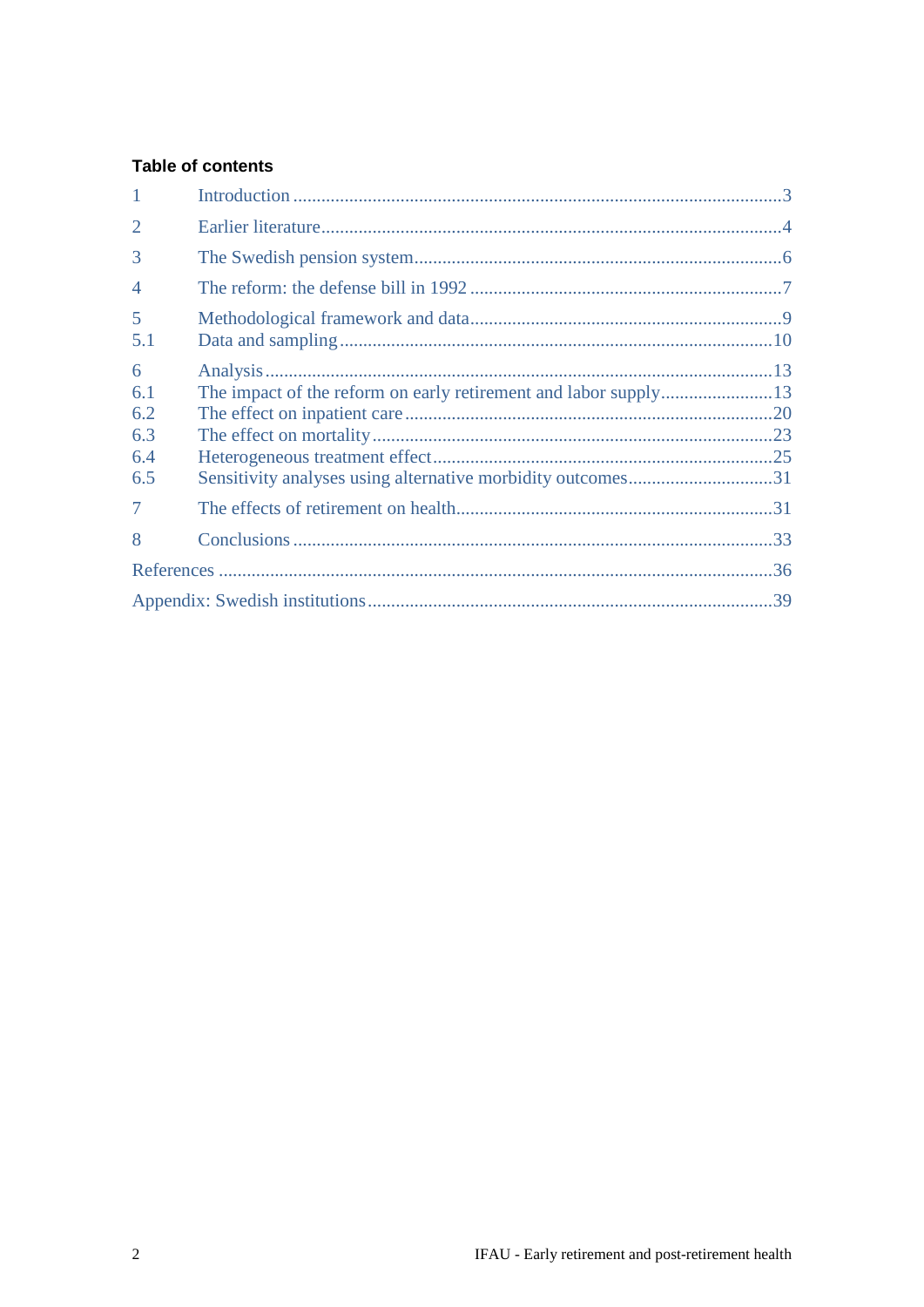**Table of contents**

| | | |
|---|---|---|
| 1 | Introduction | 3 |
| 2 | Earlier literature | 4 |
| 3 | The Swedish pension system | 6 |
| 4 | The reform: the defense bill in 1992 | 7 |
| 5 | Methodological framework and data | 9 |
| 5.1 | Data and sampling | 10 |
| 6 | Analysis | 13 |
| 6.1 | The impact of the reform on early retirement and labor supply | 13 |
| 6.2 | The effect on inpatient care | 20 |
| 6.3 | The effect on mortality | 23 |
| 6.4 | Heterogeneous treatment effect | 25 |
| 6.5 | Sensitivity analyses using alternative morbidity outcomes | 31 |
| 7 | The effects of retirement on health | 31 |
| 8 | Conclusions | 33 |
| References | | 36 |
| Appendix: Swedish institutions | | 39 |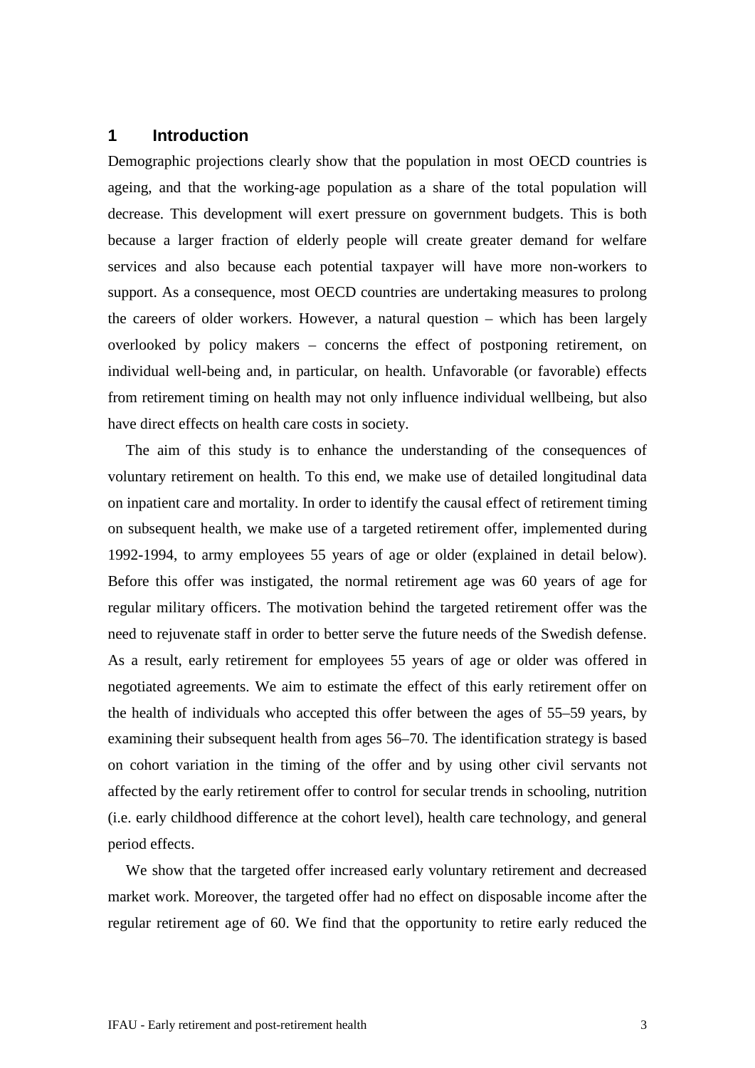## 1 Introduction

Demographic projections clearly show that the population in most OECD countries is ageing, and that the working-age population as a share of the total population will decrease. This development will exert pressure on government budgets. This is both because a larger fraction of elderly people will create greater demand for welfare services and also because each potential taxpayer will have more non-workers to support. As a consequence, most OECD countries are undertaking measures to prolong the careers of older workers. However, a natural question – which has been largely overlooked by policy makers – concerns the effect of postponing retirement, on individual well-being and, in particular, on health. Unfavorable (or favorable) effects from retirement timing on health may not only influence individual wellbeing, but also have direct effects on health care costs in society.

The aim of this study is to enhance the understanding of the consequences of voluntary retirement on health. To this end, we make use of detailed longitudinal data on inpatient care and mortality. In order to identify the causal effect of retirement timing on subsequent health, we make use of a targeted retirement offer, implemented during 1992-1994, to army employees 55 years of age or older (explained in detail below). Before this offer was instigated, the normal retirement age was 60 years of age for regular military officers. The motivation behind the targeted retirement offer was the need to rejuvenate staff in order to better serve the future needs of the Swedish defense. As a result, early retirement for employees 55 years of age or older was offered in negotiated agreements. We aim to estimate the effect of this early retirement offer on the health of individuals who accepted this offer between the ages of 55–59 years, by examining their subsequent health from ages 56–70. The identification strategy is based on cohort variation in the timing of the offer and by using other civil servants not affected by the early retirement offer to control for secular trends in schooling, nutrition (i.e. early childhood difference at the cohort level), health care technology, and general period effects.

We show that the targeted offer increased early voluntary retirement and decreased market work. Moreover, the targeted offer had no effect on disposable income after the regular retirement age of 60. We find that the opportunity to retire early reduced the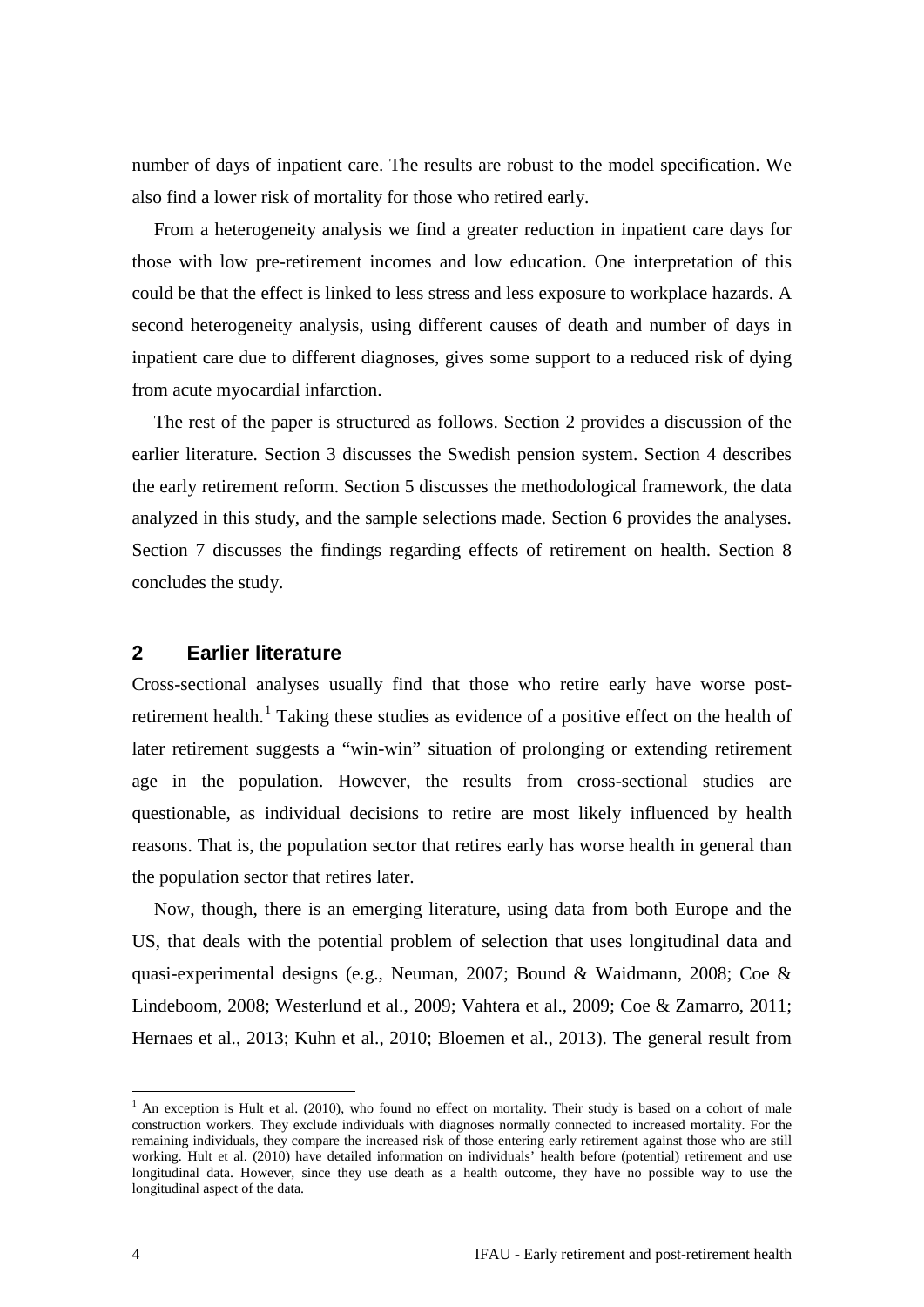number of days of inpatient care. The results are robust to the model specification. We also find a lower risk of mortality for those who retired early.

From a heterogeneity analysis we find a greater reduction in inpatient care days for those with low pre-retirement incomes and low education. One interpretation of this could be that the effect is linked to less stress and less exposure to workplace hazards. A second heterogeneity analysis, using different causes of death and number of days in inpatient care due to different diagnoses, gives some support to a reduced risk of dying from acute myocardial infarction.

The rest of the paper is structured as follows. Section 2 provides a discussion of the earlier literature. Section 3 discusses the Swedish pension system. Section 4 describes the early retirement reform. Section 5 discusses the methodological framework, the data analyzed in this study, and the sample selections made. Section 6 provides the analyses. Section 7 discusses the findings regarding effects of retirement on health. Section 8 concludes the study.

## 2 Earlier literature

Cross-sectional analyses usually find that those who retire early have worse post-retirement health.[1] Taking these studies as evidence of a positive effect on the health of later retirement suggests a "win-win" situation of prolonging or extending retirement age in the population. However, the results from cross-sectional studies are questionable, as individual decisions to retire are most likely influenced by health reasons. That is, the population sector that retires early has worse health in general than the population sector that retires later.

Now, though, there is an emerging literature, using data from both Europe and the US, that deals with the potential problem of selection that uses longitudinal data and quasi-experimental designs (e.g., Neuman, 2007; Bound & Waidmann, 2008; Coe & Lindeboom, 2008; Westerlund et al., 2009; Vahtera et al., 2009; Coe & Zamarro, 2011; Hernaes et al., 2013; Kuhn et al., 2010; Bloemen et al., 2013). The general result from

[1] An exception is Hult et al. (2010), who found no effect on mortality. Their study is based on a cohort of male construction workers. They exclude individuals with diagnoses normally connected to increased mortality. For the remaining individuals, they compare the increased risk of those entering early retirement against those who are still working. Hult et al. (2010) have detailed information on individuals' health before (potential) retirement and use longitudinal data. However, since they use death as a health outcome, they have no possible way to use the longitudinal aspect of the data.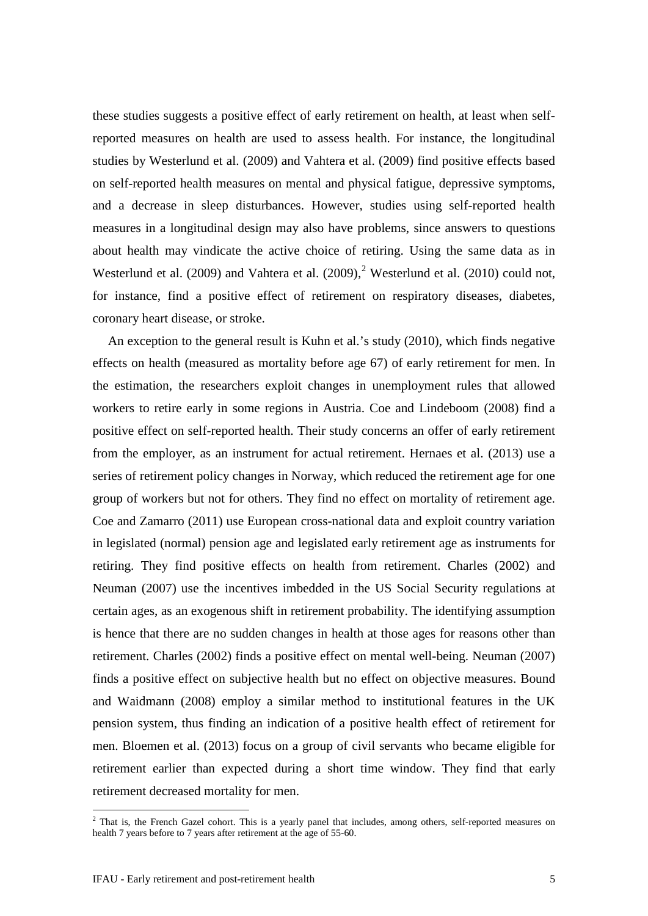these studies suggests a positive effect of early retirement on health, at least when self-reported measures on health are used to assess health. For instance, the longitudinal studies by Westerlund et al. (2009) and Vahtera et al. (2009) find positive effects based on self-reported health measures on mental and physical fatigue, depressive symptoms, and a decrease in sleep disturbances. However, studies using self-reported health measures in a longitudinal design may also have problems, since answers to questions about health may vindicate the active choice of retiring. Using the same data as in Westerlund et al. (2009) and Vahtera et al. (2009),[2] Westerlund et al. (2010) could not, for instance, find a positive effect of retirement on respiratory diseases, diabetes, coronary heart disease, or stroke.

An exception to the general result is Kuhn et al.'s study (2010), which finds negative effects on health (measured as mortality before age 67) of early retirement for men. In the estimation, the researchers exploit changes in unemployment rules that allowed workers to retire early in some regions in Austria. Coe and Lindeboom (2008) find a positive effect on self-reported health. Their study concerns an offer of early retirement from the employer, as an instrument for actual retirement. Hernaes et al. (2013) use a series of retirement policy changes in Norway, which reduced the retirement age for one group of workers but not for others. They find no effect on mortality of retirement age. Coe and Zamarro (2011) use European cross-national data and exploit country variation in legislated (normal) pension age and legislated early retirement age as instruments for retiring. They find positive effects on health from retirement. Charles (2002) and Neuman (2007) use the incentives imbedded in the US Social Security regulations at certain ages, as an exogenous shift in retirement probability. The identifying assumption is hence that there are no sudden changes in health at those ages for reasons other than retirement. Charles (2002) finds a positive effect on mental well-being. Neuman (2007) finds a positive effect on subjective health but no effect on objective measures. Bound and Waidmann (2008) employ a similar method to institutional features in the UK pension system, thus finding an indication of a positive health effect of retirement for men. Bloemen et al. (2013) focus on a group of civil servants who became eligible for retirement earlier than expected during a short time window. They find that early retirement decreased mortality for men.

[2] That is, the French Gazel cohort. This is a yearly panel that includes, among others, self-reported measures on health 7 years before to 7 years after retirement at the age of 55-60.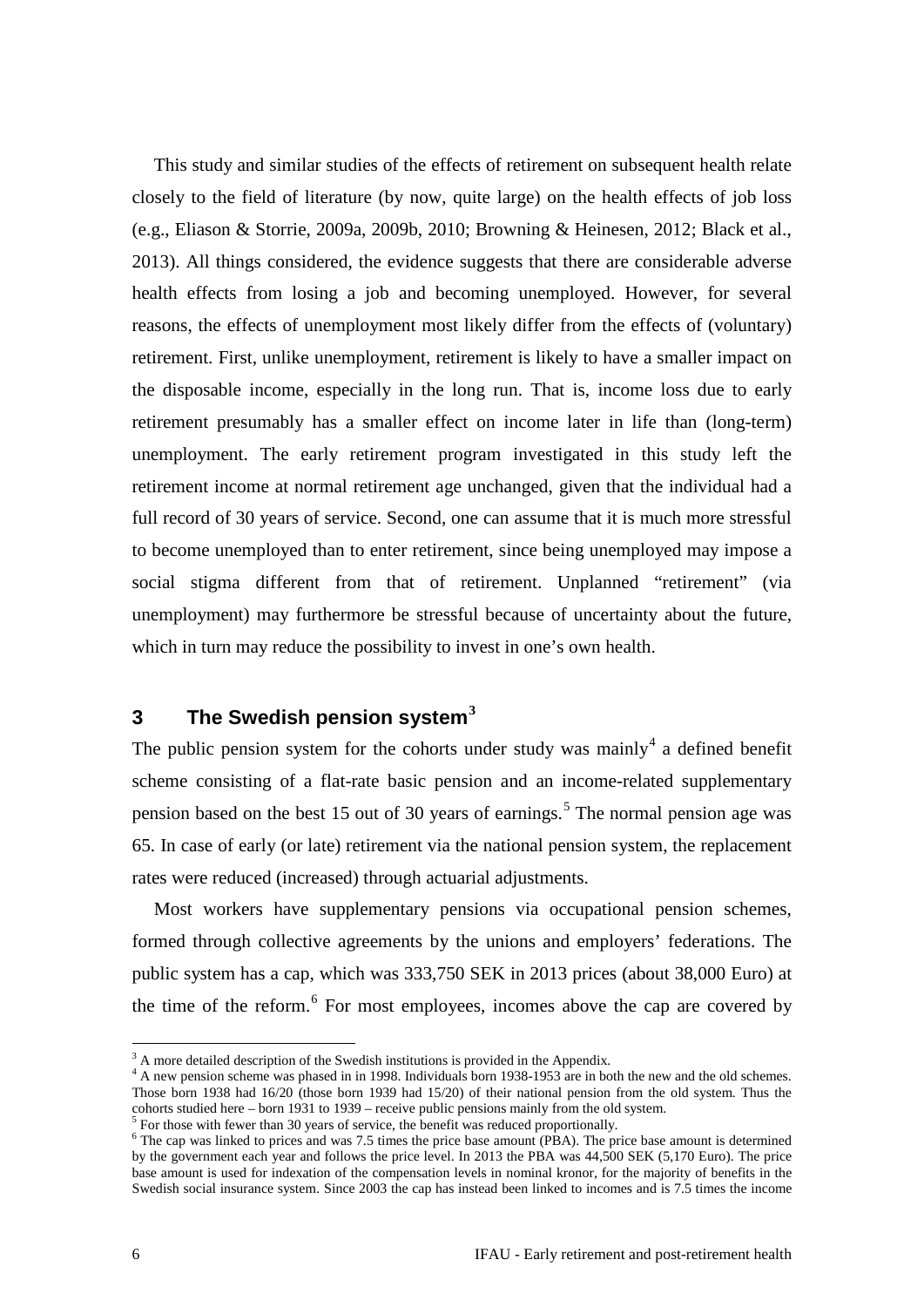This study and similar studies of the effects of retirement on subsequent health relate closely to the field of literature (by now, quite large) on the health effects of job loss (e.g., Eliason & Storrie, 2009a, 2009b, 2010; Browning & Heinesen, 2012; Black et al., 2013). All things considered, the evidence suggests that there are considerable adverse health effects from losing a job and becoming unemployed. However, for several reasons, the effects of unemployment most likely differ from the effects of (voluntary) retirement. First, unlike unemployment, retirement is likely to have a smaller impact on the disposable income, especially in the long run. That is, income loss due to early retirement presumably has a smaller effect on income later in life than (long-term) unemployment. The early retirement program investigated in this study left the retirement income at normal retirement age unchanged, given that the individual had a full record of 30 years of service. Second, one can assume that it is much more stressful to become unemployed than to enter retirement, since being unemployed may impose a social stigma different from that of retirement. Unplanned "retirement" (via unemployment) may furthermore be stressful because of uncertainty about the future, which in turn may reduce the possibility to invest in one's own health.

## 3 The Swedish pension system[3]

The public pension system for the cohorts under study was mainly[4] a defined benefit scheme consisting of a flat-rate basic pension and an income-related supplementary pension based on the best 15 out of 30 years of earnings.[5] The normal pension age was 65. In case of early (or late) retirement via the national pension system, the replacement rates were reduced (increased) through actuarial adjustments.

Most workers have supplementary pensions via occupational pension schemes, formed through collective agreements by the unions and employers' federations. The public system has a cap, which was 333,750 SEK in 2013 prices (about 38,000 Euro) at the time of the reform.[6] For most employees, incomes above the cap are covered by

---

[3] A more detailed description of the Swedish institutions is provided in the Appendix.

[4] A new pension scheme was phased in in 1998. Individuals born 1938-1953 are in both the new and the old schemes. Those born 1938 had 16/20 (those born 1939 had 15/20) of their national pension from the old system. Thus the cohorts studied here – born 1931 to 1939 – receive public pensions mainly from the old system.

[5] For those with fewer than 30 years of service, the benefit was reduced proportionally.

[6] The cap was linked to prices and was 7.5 times the price base amount (PBA). The price base amount is determined by the government each year and follows the price level. In 2013 the PBA was 44,500 SEK (5,170 Euro). The price base amount is used for indexation of the compensation levels in nominal kronor, for the majority of benefits in the Swedish social insurance system. Since 2003 the cap has instead been linked to incomes and is 7.5 times the income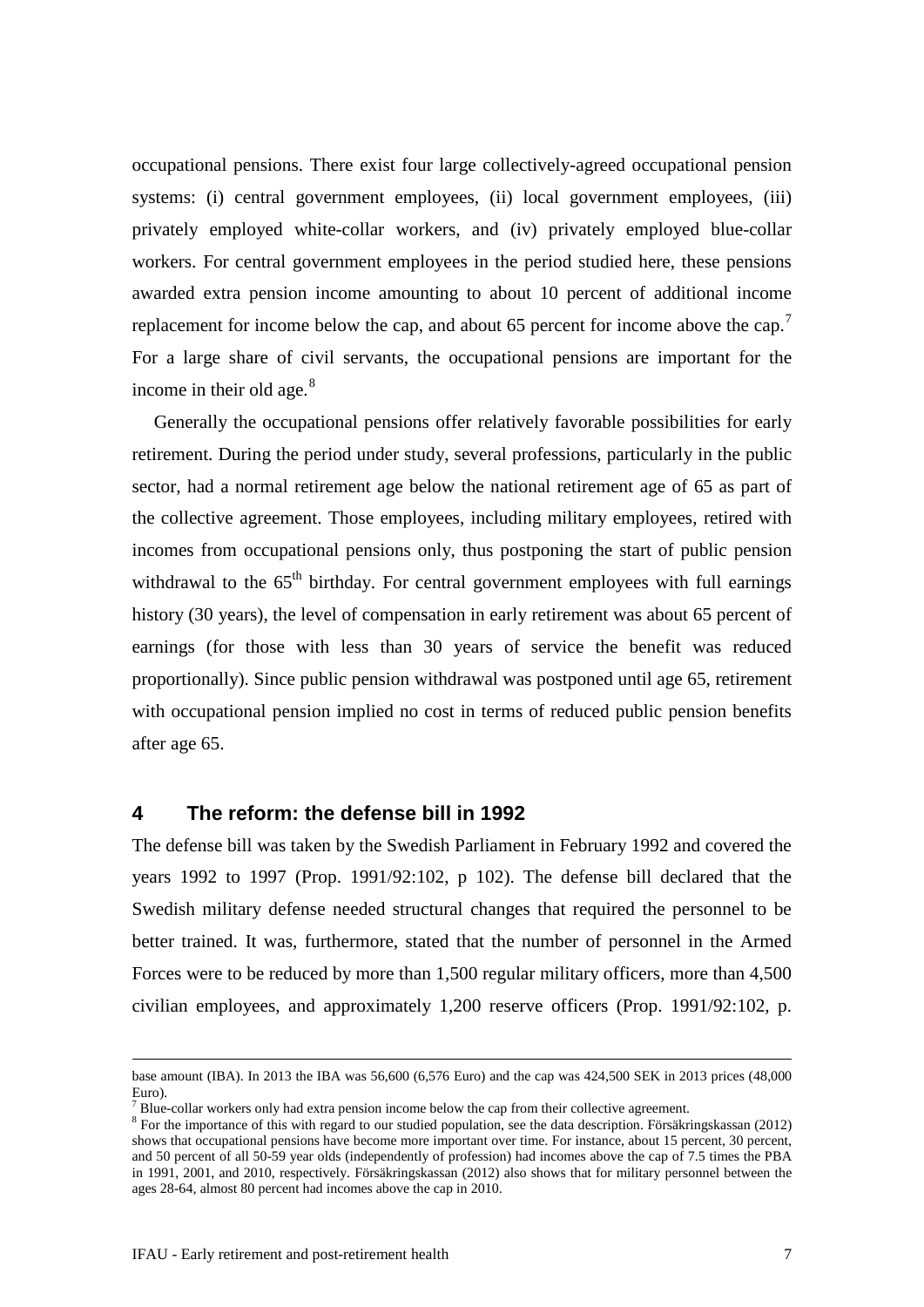occupational pensions. There exist four large collectively-agreed occupational pension systems: (i) central government employees, (ii) local government employees, (iii) privately employed white-collar workers, and (iv) privately employed blue-collar workers. For central government employees in the period studied here, these pensions awarded extra pension income amounting to about 10 percent of additional income replacement for income below the cap, and about 65 percent for income above the cap.[7] For a large share of civil servants, the occupational pensions are important for the income in their old age.[8]

Generally the occupational pensions offer relatively favorable possibilities for early retirement. During the period under study, several professions, particularly in the public sector, had a normal retirement age below the national retirement age of 65 as part of the collective agreement. Those employees, including military employees, retired with incomes from occupational pensions only, thus postponing the start of public pension withdrawal to the 65[th] birthday. For central government employees with full earnings history (30 years), the level of compensation in early retirement was about 65 percent of earnings (for those with less than 30 years of service the benefit was reduced proportionally). Since public pension withdrawal was postponed until age 65, retirement with occupational pension implied no cost in terms of reduced public pension benefits after age 65.

## 4 The reform: the defense bill in 1992

The defense bill was taken by the Swedish Parliament in February 1992 and covered the years 1992 to 1997 (Prop. 1991/92:102, p 102). The defense bill declared that the Swedish military defense needed structural changes that required the personnel to be better trained. It was, furthermore, stated that the number of personnel in the Armed Forces were to be reduced by more than 1,500 regular military officers, more than 4,500 civilian employees, and approximately 1,200 reserve officers (Prop. 1991/92:102, p.

---

base amount (IBA). In 2013 the IBA was 56,600 (6,576 Euro) and the cap was 424,500 SEK in 2013 prices (48,000 Euro).

[7] Blue-collar workers only had extra pension income below the cap from their collective agreement.

[8] For the importance of this with regard to our studied population, see the data description. Försäkringskassan (2012) shows that occupational pensions have become more important over time. For instance, about 15 percent, 30 percent, and 50 percent of all 50-59 year olds (independently of profession) had incomes above the cap of 7.5 times the PBA in 1991, 2001, and 2010, respectively. Försäkringskassan (2012) also shows that for military personnel between the ages 28-64, almost 80 percent had incomes above the cap in 2010.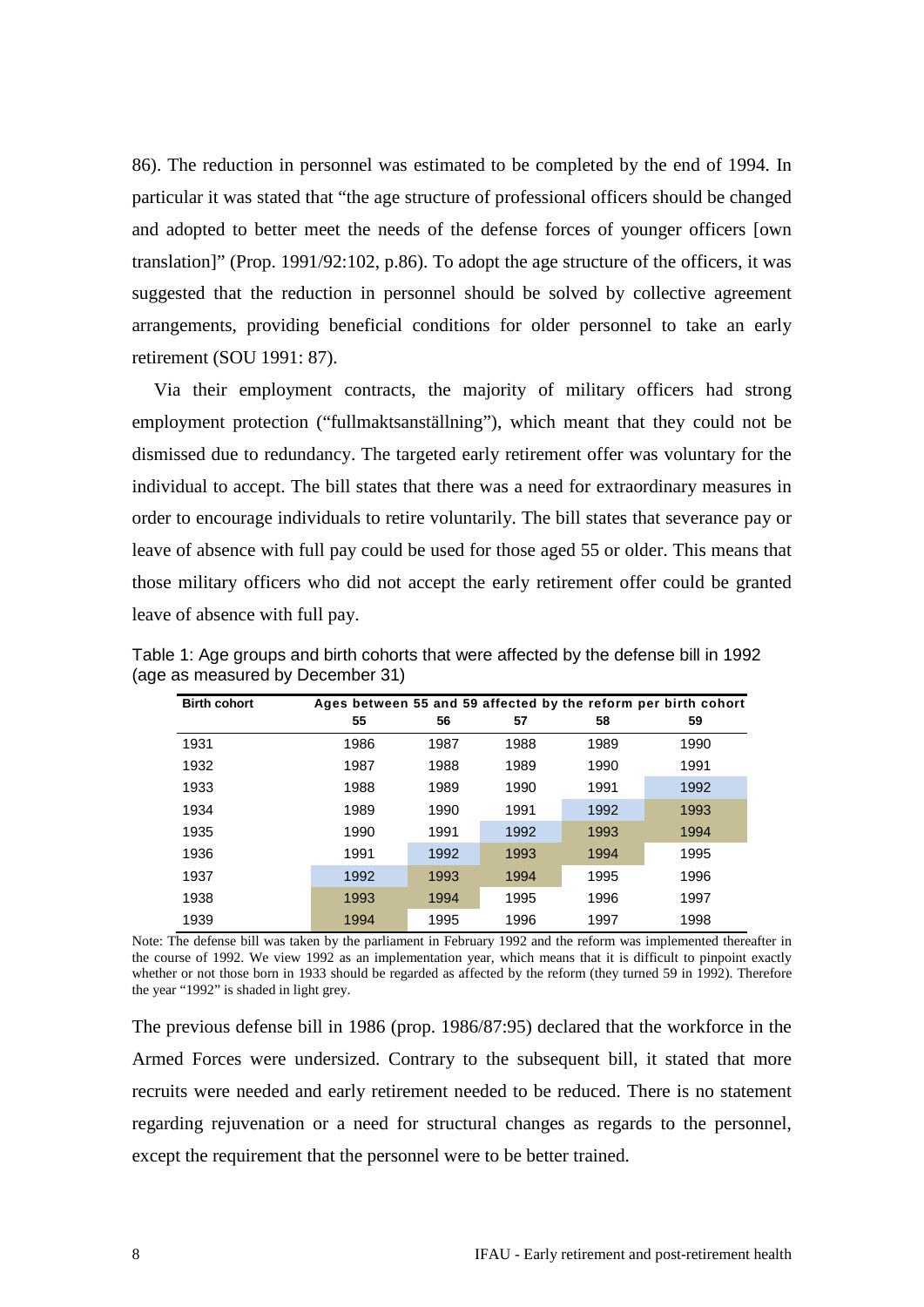86). The reduction in personnel was estimated to be completed by the end of 1994. In particular it was stated that "the age structure of professional officers should be changed and adopted to better meet the needs of the defense forces of younger officers [own translation]" (Prop. 1991/92:102, p.86). To adopt the age structure of the officers, it was suggested that the reduction in personnel should be solved by collective agreement arrangements, providing beneficial conditions for older personnel to take an early retirement (SOU 1991: 87).

Via their employment contracts, the majority of military officers had strong employment protection ("fullmaktsanställning"), which meant that they could not be dismissed due to redundancy. The targeted early retirement offer was voluntary for the individual to accept. The bill states that there was a need for extraordinary measures in order to encourage individuals to retire voluntarily. The bill states that severance pay or leave of absence with full pay could be used for those aged 55 or older. This means that those military officers who did not accept the early retirement offer could be granted leave of absence with full pay.

Table 1: Age groups and birth cohorts that were affected by the defense bill in 1992 (age as measured by December 31)

| Birth cohort | Ages between 55 and 59 affected by the reform per birth cohort | | | | |
|---|---|---|---|---|---|
| | 55 | 56 | 57 | 58 | 59 |
| 1931 | 1986 | 1987 | 1988 | 1989 | 1990 |
| 1932 | 1987 | 1988 | 1989 | 1990 | 1991 |
| 1933 | 1988 | 1989 | 1990 | 1991 | 1992 |
| 1934 | 1989 | 1990 | 1991 | 1992 | 1993 |
| 1935 | 1990 | 1991 | 1992 | 1993 | 1994 |
| 1936 | 1991 | 1992 | 1993 | 1994 | 1995 |
| 1937 | 1992 | 1993 | 1994 | 1995 | 1996 |
| 1938 | 1993 | 1994 | 1995 | 1996 | 1997 |
| 1939 | 1994 | 1995 | 1996 | 1997 | 1998 |

Note: The defense bill was taken by the parliament in February 1992 and the reform was implemented thereafter in the course of 1992. We view 1992 as an implementation year, which means that it is difficult to pinpoint exactly whether or not those born in 1933 should be regarded as affected by the reform (they turned 59 in 1992). Therefore the year "1992" is shaded in light grey.

The previous defense bill in 1986 (prop. 1986/87:95) declared that the workforce in the Armed Forces were undersized. Contrary to the subsequent bill, it stated that more recruits were needed and early retirement needed to be reduced. There is no statement regarding rejuvenation or a need for structural changes as regards to the personnel, except the requirement that the personnel were to be better trained.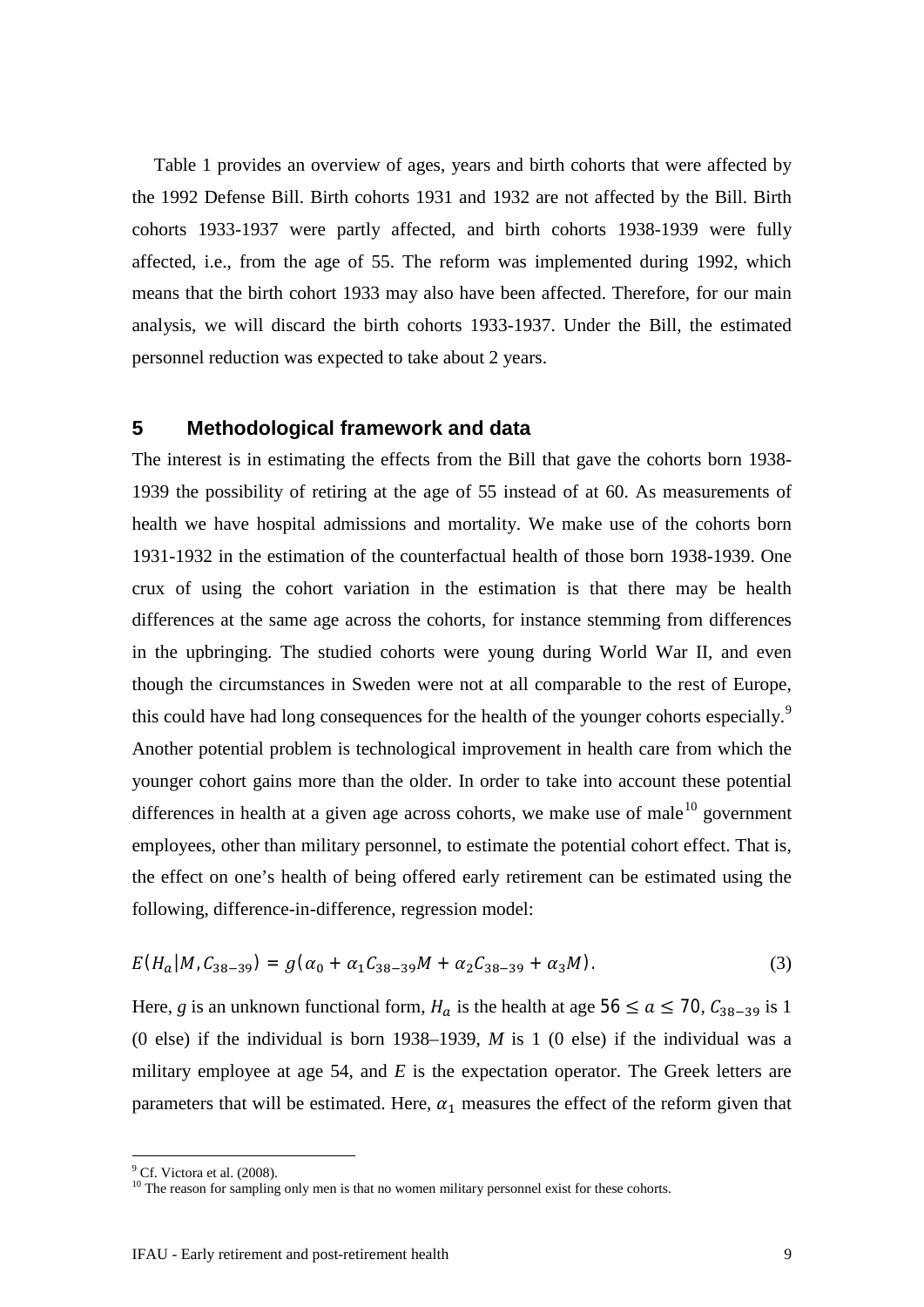Table 1 provides an overview of ages, years and birth cohorts that were affected by the 1992 Defense Bill. Birth cohorts 1931 and 1932 are not affected by the Bill. Birth cohorts 1933-1937 were partly affected, and birth cohorts 1938-1939 were fully affected, i.e., from the age of 55. The reform was implemented during 1992, which means that the birth cohort 1933 may also have been affected. Therefore, for our main analysis, we will discard the birth cohorts 1933-1937. Under the Bill, the estimated personnel reduction was expected to take about 2 years.

## 5 Methodological framework and data

The interest is in estimating the effects from the Bill that gave the cohorts born 1938-1939 the possibility of retiring at the age of 55 instead of at 60. As measurements of health we have hospital admissions and mortality. We make use of the cohorts born 1931-1932 in the estimation of the counterfactual health of those born 1938-1939. One crux of using the cohort variation in the estimation is that there may be health differences at the same age across the cohorts, for instance stemming from differences in the upbringing. The studied cohorts were young during World War II, and even though the circumstances in Sweden were not at all comparable to the rest of Europe, this could have had long consequences for the health of the younger cohorts especially.[9] Another potential problem is technological improvement in health care from which the younger cohort gains more than the older. In order to take into account these potential differences in health at a given age across cohorts, we make use of male[10] government employees, other than military personnel, to estimate the potential cohort effect. That is, the effect on one's health of being offered early retirement can be estimated using the following, difference-in-difference, regression model:

$$E(H_a|M, C_{38-39}) = g(\alpha_0 + \alpha_1 C_{38-39} M + \alpha_2 C_{38-39} + \alpha_3 M). \tag{3}$$

Here, $g$ is an unknown functional form, $H_a$ is the health at age $56 \leq a \leq 70$, $C_{38-39}$ is 1 (0 else) if the individual is born 1938–1939, $M$ is 1 (0 else) if the individual was a military employee at age 54, and $E$ is the expectation operator. The Greek letters are parameters that will be estimated. Here, $\alpha_1$ measures the effect of the reform given that

[9] Cf. Victora et al. (2008).

[10] The reason for sampling only men is that no women military personnel exist for these cohorts.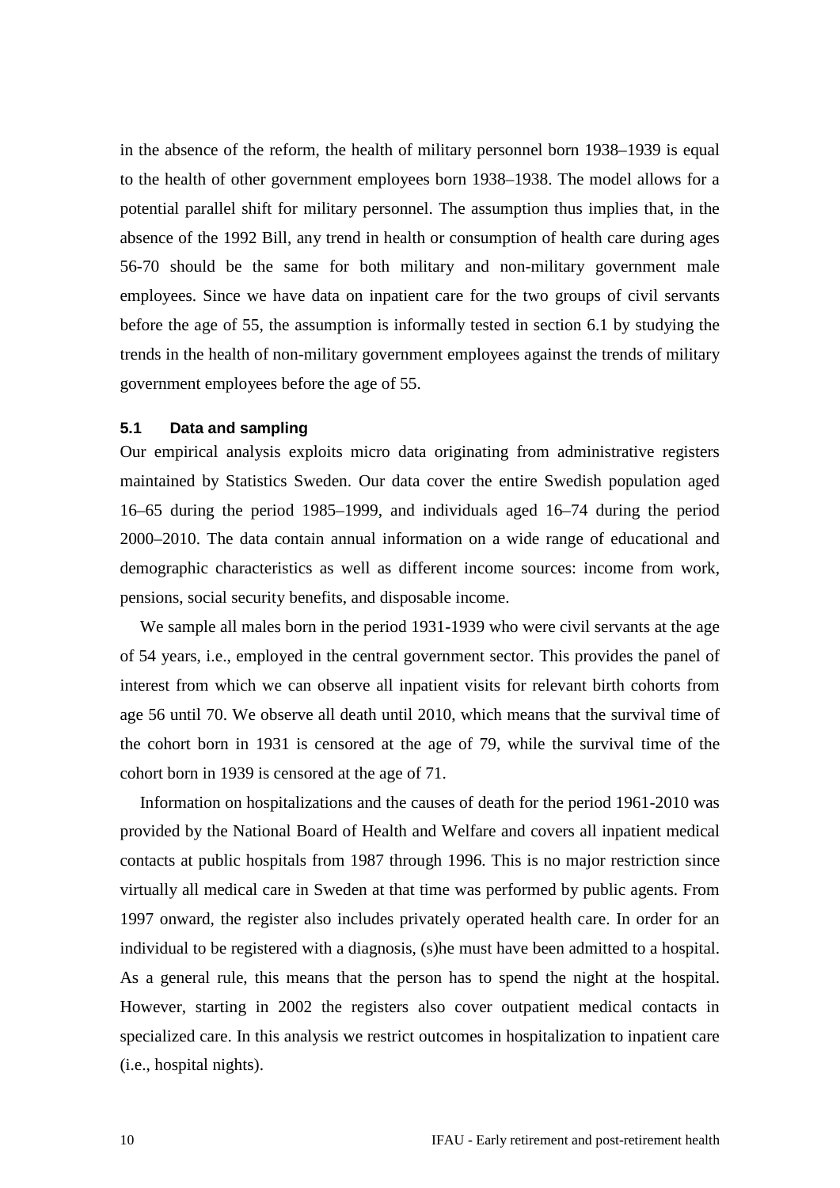in the absence of the reform, the health of military personnel born 1938–1939 is equal to the health of other government employees born 1938–1938. The model allows for a potential parallel shift for military personnel. The assumption thus implies that, in the absence of the 1992 Bill, any trend in health or consumption of health care during ages 56-70 should be the same for both military and non-military government male employees. Since we have data on inpatient care for the two groups of civil servants before the age of 55, the assumption is informally tested in section 6.1 by studying the trends in the health of non-military government employees against the trends of military government employees before the age of 55.

### 5.1 Data and sampling

Our empirical analysis exploits micro data originating from administrative registers maintained by Statistics Sweden. Our data cover the entire Swedish population aged 16–65 during the period 1985–1999, and individuals aged 16–74 during the period 2000–2010. The data contain annual information on a wide range of educational and demographic characteristics as well as different income sources: income from work, pensions, social security benefits, and disposable income.

We sample all males born in the period 1931-1939 who were civil servants at the age of 54 years, i.e., employed in the central government sector. This provides the panel of interest from which we can observe all inpatient visits for relevant birth cohorts from age 56 until 70. We observe all death until 2010, which means that the survival time of the cohort born in 1931 is censored at the age of 79, while the survival time of the cohort born in 1939 is censored at the age of 71.

Information on hospitalizations and the causes of death for the period 1961-2010 was provided by the National Board of Health and Welfare and covers all inpatient medical contacts at public hospitals from 1987 through 1996. This is no major restriction since virtually all medical care in Sweden at that time was performed by public agents. From 1997 onward, the register also includes privately operated health care. In order for an individual to be registered with a diagnosis, (s)he must have been admitted to a hospital. As a general rule, this means that the person has to spend the night at the hospital. However, starting in 2002 the registers also cover outpatient medical contacts in specialized care. In this analysis we restrict outcomes in hospitalization to inpatient care (i.e., hospital nights).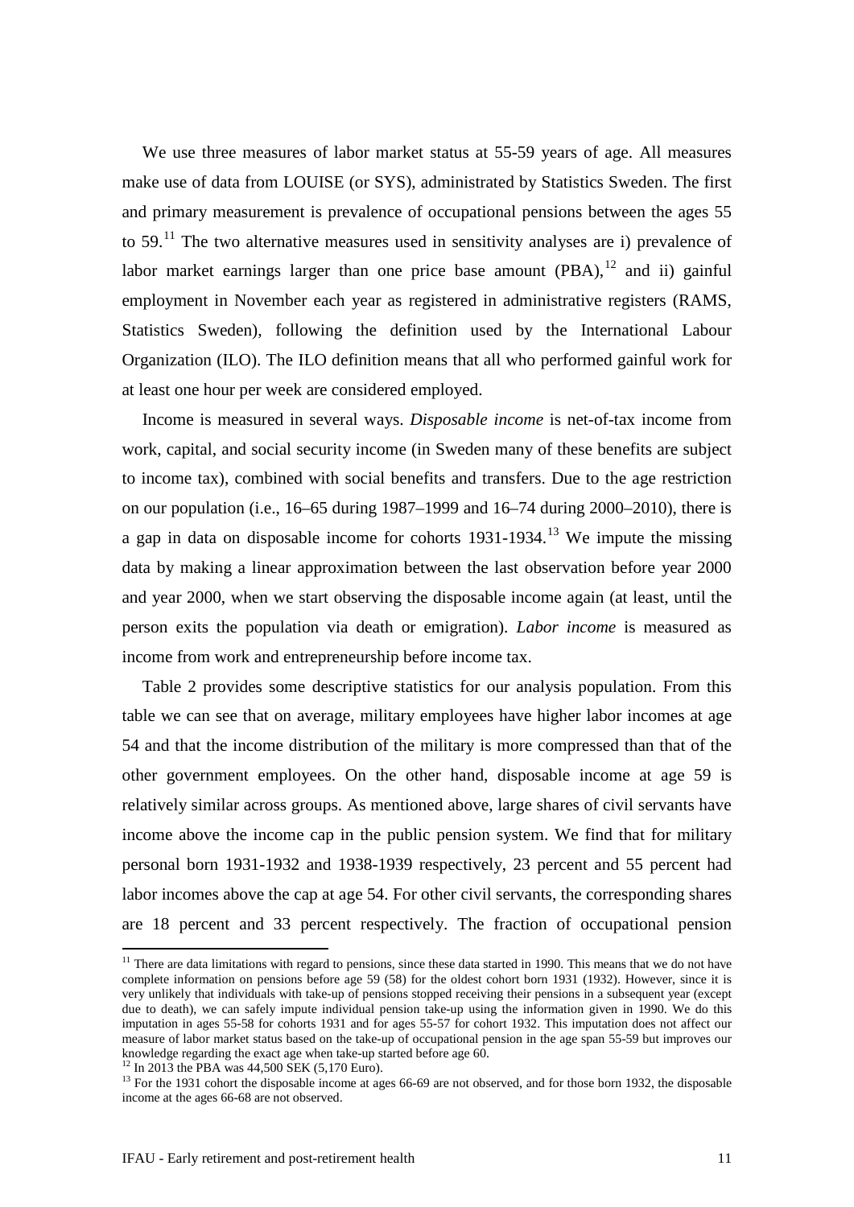We use three measures of labor market status at 55-59 years of age. All measures make use of data from LOUISE (or SYS), administrated by Statistics Sweden. The first and primary measurement is prevalence of occupational pensions between the ages 55 to 59.[11] The two alternative measures used in sensitivity analyses are i) prevalence of labor market earnings larger than one price base amount (PBA),[12] and ii) gainful employment in November each year as registered in administrative registers (RAMS, Statistics Sweden), following the definition used by the International Labour Organization (ILO). The ILO definition means that all who performed gainful work for at least one hour per week are considered employed.

Income is measured in several ways. *Disposable income* is net-of-tax income from work, capital, and social security income (in Sweden many of these benefits are subject to income tax), combined with social benefits and transfers. Due to the age restriction on our population (i.e., 16–65 during 1987–1999 and 16–74 during 2000–2010), there is a gap in data on disposable income for cohorts 1931-1934.[13] We impute the missing data by making a linear approximation between the last observation before year 2000 and year 2000, when we start observing the disposable income again (at least, until the person exits the population via death or emigration). *Labor income* is measured as income from work and entrepreneurship before income tax.

Table 2 provides some descriptive statistics for our analysis population. From this table we can see that on average, military employees have higher labor incomes at age 54 and that the income distribution of the military is more compressed than that of the other government employees. On the other hand, disposable income at age 59 is relatively similar across groups. As mentioned above, large shares of civil servants have income above the income cap in the public pension system. We find that for military personal born 1931-1932 and 1938-1939 respectively, 23 percent and 55 percent had labor incomes above the cap at age 54. For other civil servants, the corresponding shares are 18 percent and 33 percent respectively. The fraction of occupational pension

[11] There are data limitations with regard to pensions, since these data started in 1990. This means that we do not have complete information on pensions before age 59 (58) for the oldest cohort born 1931 (1932). However, since it is very unlikely that individuals with take-up of pensions stopped receiving their pensions in a subsequent year (except due to death), we can safely impute individual pension take-up using the information given in 1990. We do this imputation in ages 55-58 for cohorts 1931 and for ages 55-57 for cohort 1932. This imputation does not affect our measure of labor market status based on the take-up of occupational pension in the age span 55-59 but improves our knowledge regarding the exact age when take-up started before age 60.

[12] In 2013 the PBA was 44,500 SEK (5,170 Euro).

[13] For the 1931 cohort the disposable income at ages 66-69 are not observed, and for those born 1932, the disposable income at the ages 66-68 are not observed.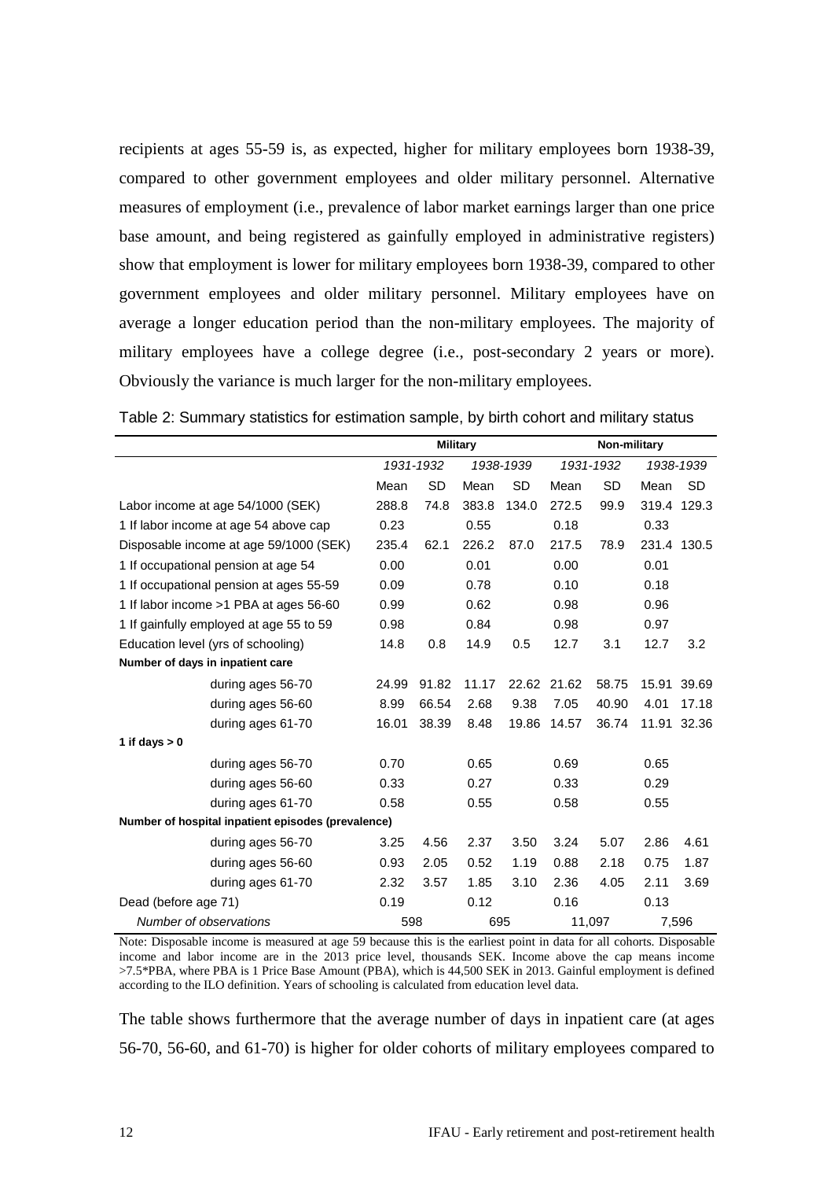recipients at ages 55-59 is, as expected, higher for military employees born 1938-39, compared to other government employees and older military personnel. Alternative measures of employment (i.e., prevalence of labor market earnings larger than one price base amount, and being registered as gainfully employed in administrative registers) show that employment is lower for military employees born 1938-39, compared to other government employees and older military personnel. Military employees have on average a longer education period than the non-military employees. The majority of military employees have a college degree (i.e., post-secondary 2 years or more). Obviously the variance is much larger for the non-military employees.

Table 2: Summary statistics for estimation sample, by birth cohort and military status

| | Military | | | | Non-military | | | |
|---|---|---|---|---|---|---|---|---|
| | *1931-1932* | | *1938-1939* | | *1931-1932* | | *1938-1939* | |
| | Mean | SD | Mean | SD | Mean | SD | Mean | SD |
| Labor income at age 54/1000 (SEK) | 288.8 | 74.8 | 383.8 | 134.0 | 272.5 | 99.9 | 319.4 | 129.3 |
| 1 If labor income at age 54 above cap | 0.23 | | 0.55 | | 0.18 | | 0.33 | |
| Disposable income at age 59/1000 (SEK) | 235.4 | 62.1 | 226.2 | 87.0 | 217.5 | 78.9 | 231.4 | 130.5 |
| 1 If occupational pension at age 54 | 0.00 | | 0.01 | | 0.00 | | 0.01 | |
| 1 If occupational pension at ages 55-59 | 0.09 | | 0.78 | | 0.10 | | 0.18 | |
| 1 If labor income >1 PBA at ages 56-60 | 0.99 | | 0.62 | | 0.98 | | 0.96 | |
| 1 If gainfully employed at age 55 to 59 | 0.98 | | 0.84 | | 0.98 | | 0.97 | |
| Education level (yrs of schooling) | 14.8 | 0.8 | 14.9 | 0.5 | 12.7 | 3.1 | 12.7 | 3.2 |
| **Number of days in inpatient care** | | | | | | | | |
| during ages 56-70 | 24.99 | 91.82 | 11.17 | 22.62 | 21.62 | 58.75 | 15.91 | 39.69 |
| during ages 56-60 | 8.99 | 66.54 | 2.68 | 9.38 | 7.05 | 40.90 | 4.01 | 17.18 |
| during ages 61-70 | 16.01 | 38.39 | 8.48 | 19.86 | 14.57 | 36.74 | 11.91 | 32.36 |
| **1 if days > 0** | | | | | | | | |
| during ages 56-70 | 0.70 | | 0.65 | | 0.69 | | 0.65 | |
| during ages 56-60 | 0.33 | | 0.27 | | 0.33 | | 0.29 | |
| during ages 61-70 | 0.58 | | 0.55 | | 0.58 | | 0.55 | |
| **Number of hospital inpatient episodes (prevalence)** | | | | | | | | |
| during ages 56-70 | 3.25 | 4.56 | 2.37 | 3.50 | 3.24 | 5.07 | 2.86 | 4.61 |
| during ages 56-60 | 0.93 | 2.05 | 0.52 | 1.19 | 0.88 | 2.18 | 0.75 | 1.87 |
| during ages 61-70 | 2.32 | 3.57 | 1.85 | 3.10 | 2.36 | 4.05 | 2.11 | 3.69 |
| Dead (before age 71) | 0.19 | | 0.12 | | 0.16 | | 0.13 | |
| *Number of observations* | 598 | | 695 | | 11,097 | | 7,596 | |

Note: Disposable income is measured at age 59 because this is the earliest point in data for all cohorts. Disposable income and labor income are in the 2013 price level, thousands SEK. Income above the cap means income >7.5*PBA, where PBA is 1 Price Base Amount (PBA), which is 44,500 SEK in 2013. Gainful employment is defined according to the ILO definition. Years of schooling is calculated from education level data.

The table shows furthermore that the average number of days in inpatient care (at ages 56-70, 56-60, and 61-70) is higher for older cohorts of military employees compared to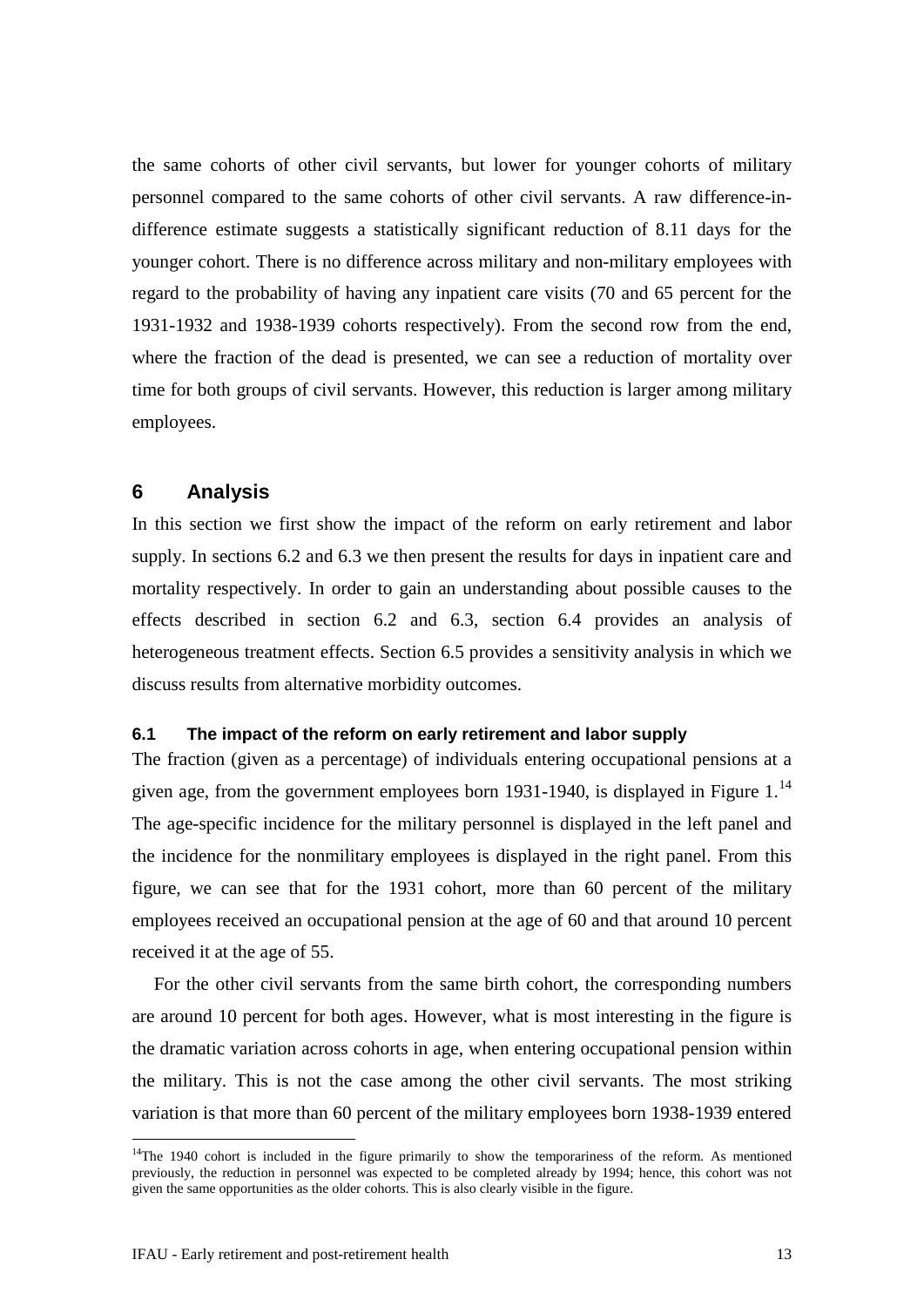the same cohorts of other civil servants, but lower for younger cohorts of military personnel compared to the same cohorts of other civil servants. A raw difference-in-difference estimate suggests a statistically significant reduction of 8.11 days for the younger cohort. There is no difference across military and non-military employees with regard to the probability of having any inpatient care visits (70 and 65 percent for the 1931-1932 and 1938-1939 cohorts respectively). From the second row from the end, where the fraction of the dead is presented, we can see a reduction of mortality over time for both groups of civil servants. However, this reduction is larger among military employees.

## 6 Analysis

In this section we first show the impact of the reform on early retirement and labor supply. In sections 6.2 and 6.3 we then present the results for days in inpatient care and mortality respectively. In order to gain an understanding about possible causes to the effects described in section 6.2 and 6.3, section 6.4 provides an analysis of heterogeneous treatment effects. Section 6.5 provides a sensitivity analysis in which we discuss results from alternative morbidity outcomes.

### 6.1 The impact of the reform on early retirement and labor supply

The fraction (given as a percentage) of individuals entering occupational pensions at a given age, from the government employees born 1931-1940, is displayed in Figure 1.[14] The age-specific incidence for the military personnel is displayed in the left panel and the incidence for the nonmilitary employees is displayed in the right panel. From this figure, we can see that for the 1931 cohort, more than 60 percent of the military employees received an occupational pension at the age of 60 and that around 10 percent received it at the age of 55.

For the other civil servants from the same birth cohort, the corresponding numbers are around 10 percent for both ages. However, what is most interesting in the figure is the dramatic variation across cohorts in age, when entering occupational pension within the military. This is not the case among the other civil servants. The most striking variation is that more than 60 percent of the military employees born 1938-1939 entered

[14] The 1940 cohort is included in the figure primarily to show the temporariness of the reform. As mentioned previously, the reduction in personnel was expected to be completed already by 1994; hence, this cohort was not given the same opportunities as the older cohorts. This is also clearly visible in the figure.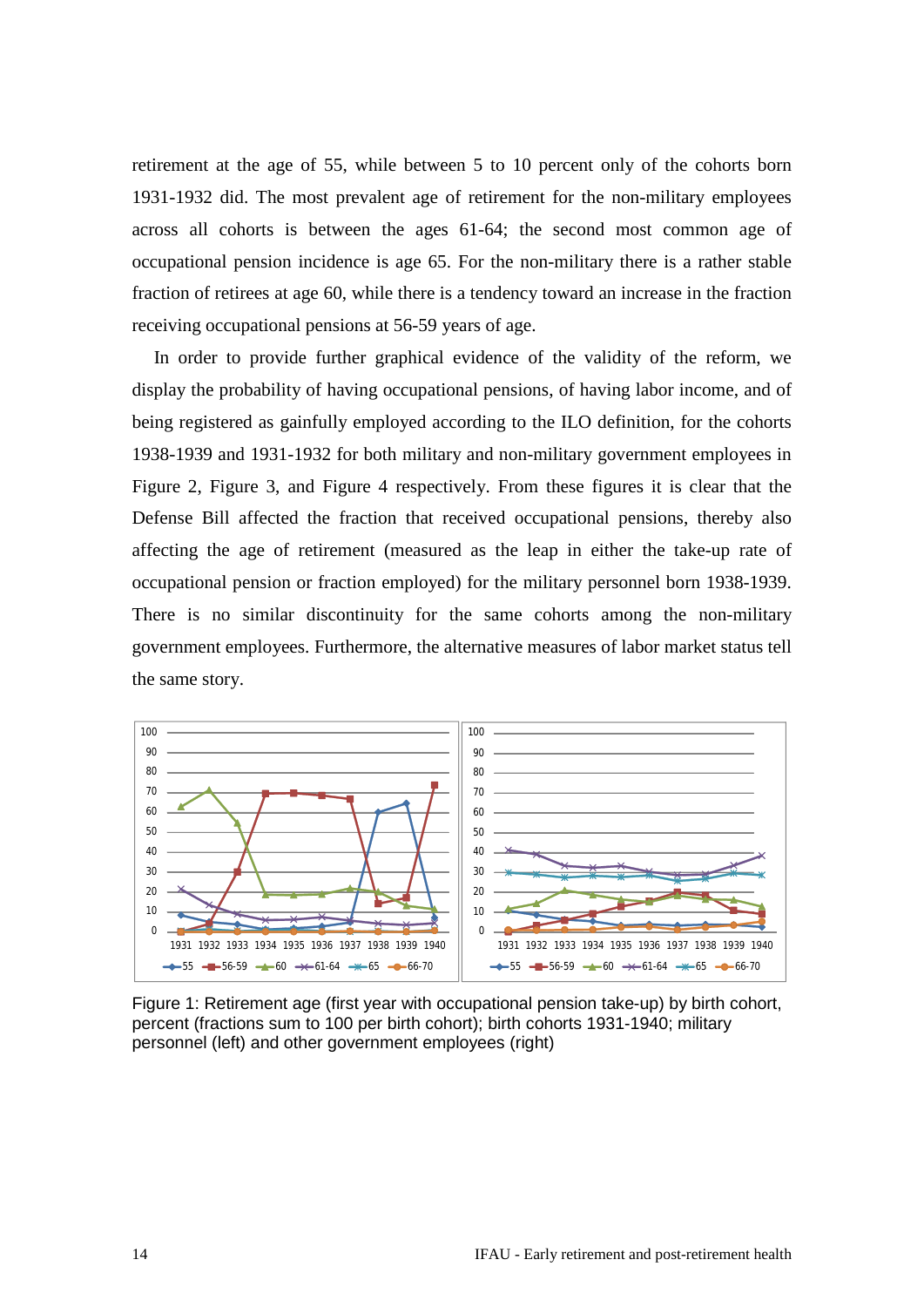retirement at the age of 55, while between 5 to 10 percent only of the cohorts born 1931-1932 did. The most prevalent age of retirement for the non-military employees across all cohorts is between the ages 61-64; the second most common age of occupational pension incidence is age 65. For the non-military there is a rather stable fraction of retirees at age 60, while there is a tendency toward an increase in the fraction receiving occupational pensions at 56-59 years of age.

In order to provide further graphical evidence of the validity of the reform, we display the probability of having occupational pensions, of having labor income, and of being registered as gainfully employed according to the ILO definition, for the cohorts 1938-1939 and 1931-1932 for both military and non-military government employees in Figure 2, Figure 3, and Figure 4 respectively. From these figures it is clear that the Defense Bill affected the fraction that received occupational pensions, thereby also affecting the age of retirement (measured as the leap in either the take-up rate of occupational pension or fraction employed) for the military personnel born 1938-1939. There is no similar discontinuity for the same cohorts among the non-military government employees. Furthermore, the alternative measures of labor market status tell the same story.

Figure 1: Retirement age (first year with occupational pension take-up) by birth cohort, percent (fractions sum to 100 per birth cohort); birth cohorts 1931-1940; military personnel (left) and other government employees (right)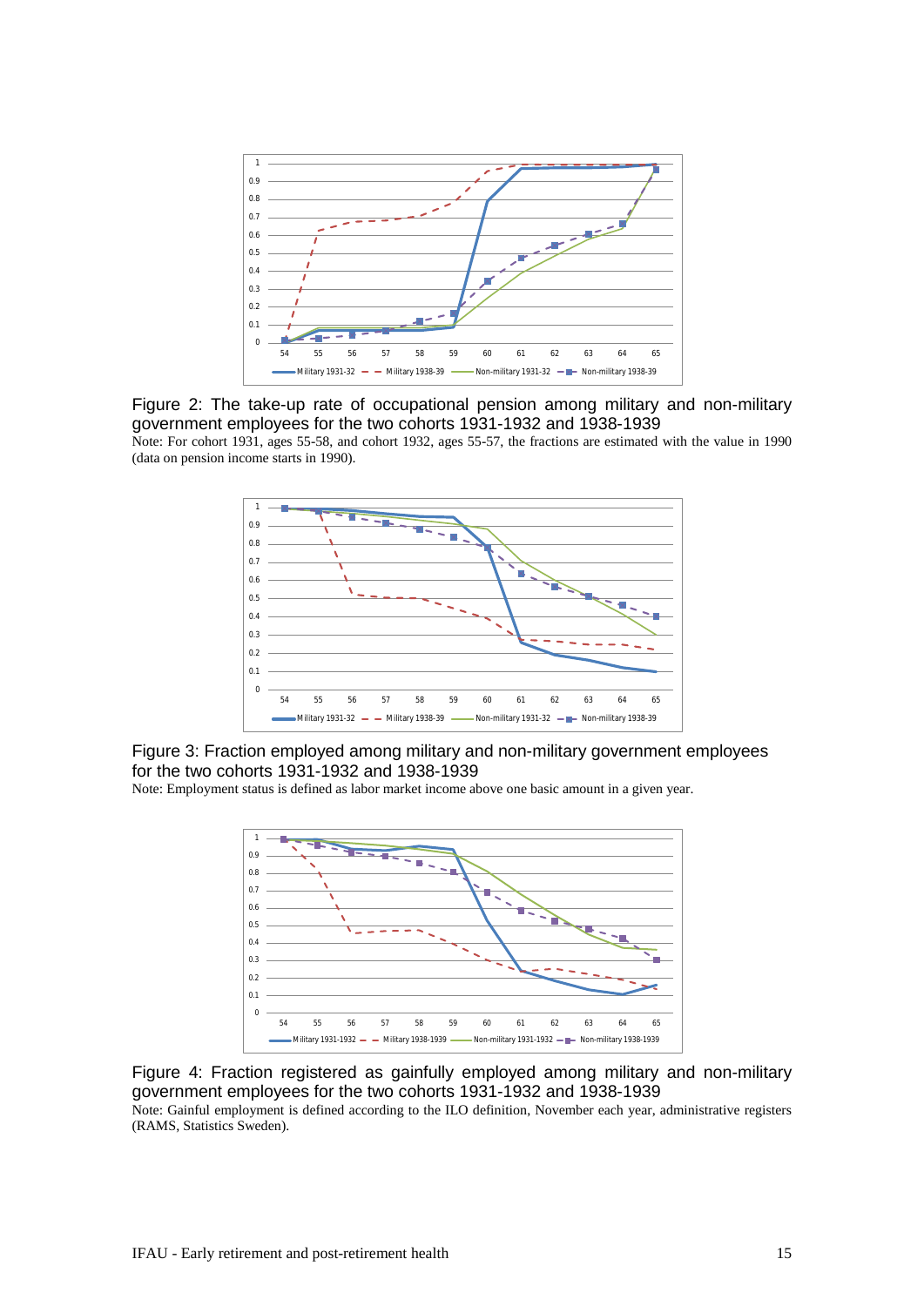Figure 2: The take-up rate of occupational pension among military and non-military government employees for the two cohorts 1931-1932 and 1938-1939

Note: For cohort 1931, ages 55-58, and cohort 1932, ages 55-57, the fractions are estimated with the value in 1990 (data on pension income starts in 1990).

Figure 3: Fraction employed among military and non-military government employees for the two cohorts 1931-1932 and 1938-1939

Note: Employment status is defined as labor market income above one basic amount in a given year.

Figure 4: Fraction registered as gainfully employed among military and non-military government employees for the two cohorts 1931-1932 and 1938-1939

Note: Gainful employment is defined according to the ILO definition, November each year, administrative registers (RAMS, Statistics Sweden).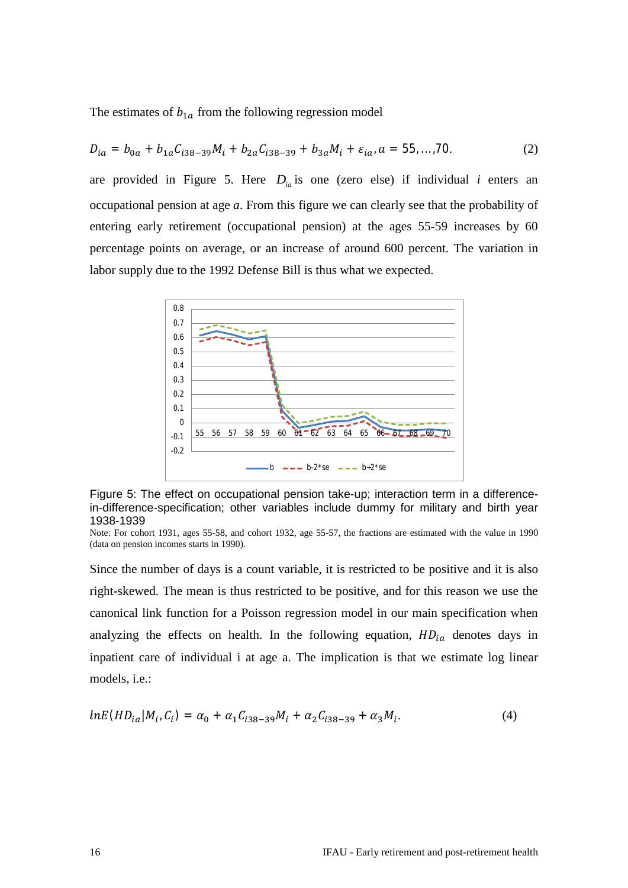The estimates of $b_{1a}$ from the following regression model

$$D_{ia} = b_{0a} + b_{1a}C_{i38-39}M_i + b_{2a}C_{i38-39} + b_{3a}M_i + \varepsilon_{ia}, a = 55, \ldots, 70. \quad (2)$$

are provided in Figure 5. Here $D_{ia}$ is one (zero else) if individual $i$ enters an occupational pension at age $a$. From this figure we can clearly see that the probability of entering early retirement (occupational pension) at the ages 55-59 increases by 60 percentage points on average, or an increase of around 600 percent. The variation in labor supply due to the 1992 Defense Bill is thus what we expected.

Figure 5: The effect on occupational pension take-up; interaction term in a difference-in-difference-specification; other variables include dummy for military and birth year 1938-1939

Note: For cohort 1931, ages 55-58, and cohort 1932, age 55-57, the fractions are estimated with the value in 1990 (data on pension incomes starts in 1990).

Since the number of days is a count variable, it is restricted to be positive and it is also right-skewed. The mean is thus restricted to be positive, and for this reason we use the canonical link function for a Poisson regression model in our main specification when analyzing the effects on health. In the following equation, $HD_{ia}$ denotes days in inpatient care of individual i at age a. The implication is that we estimate log linear models, i.e.:

$$lnE(HD_{ia}|M_i, C_i) = \alpha_0 + \alpha_1 C_{i38-39}M_i + \alpha_2 C_{i38-39} + \alpha_3 M_i. \quad (4)$$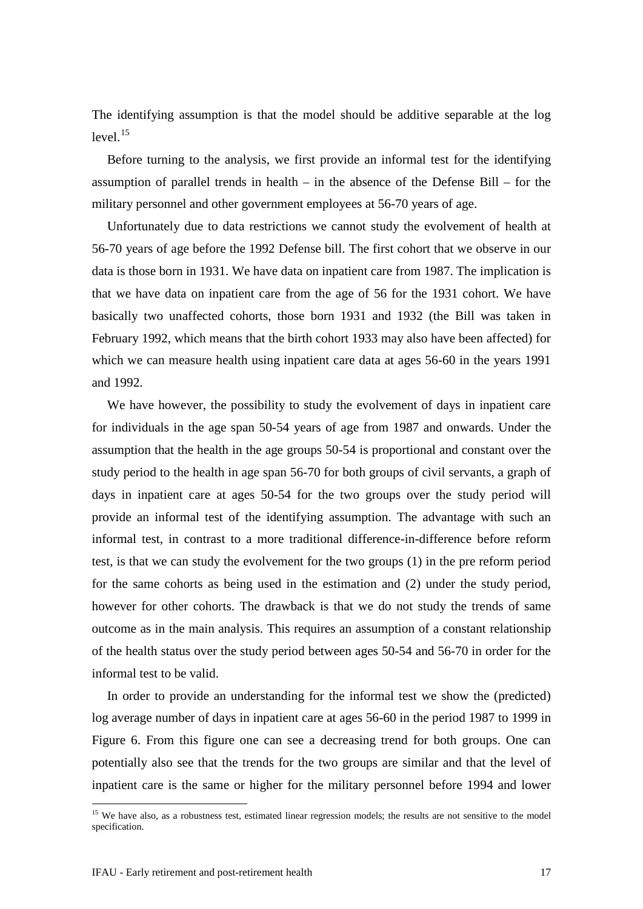The identifying assumption is that the model should be additive separable at the log level.[15]

Before turning to the analysis, we first provide an informal test for the identifying assumption of parallel trends in health – in the absence of the Defense Bill – for the military personnel and other government employees at 56-70 years of age.

Unfortunately due to data restrictions we cannot study the evolvement of health at 56-70 years of age before the 1992 Defense bill. The first cohort that we observe in our data is those born in 1931. We have data on inpatient care from 1987. The implication is that we have data on inpatient care from the age of 56 for the 1931 cohort. We have basically two unaffected cohorts, those born 1931 and 1932 (the Bill was taken in February 1992, which means that the birth cohort 1933 may also have been affected) for which we can measure health using inpatient care data at ages 56-60 in the years 1991 and 1992.

We have however, the possibility to study the evolvement of days in inpatient care for individuals in the age span 50-54 years of age from 1987 and onwards. Under the assumption that the health in the age groups 50-54 is proportional and constant over the study period to the health in age span 56-70 for both groups of civil servants, a graph of days in inpatient care at ages 50-54 for the two groups over the study period will provide an informal test of the identifying assumption. The advantage with such an informal test, in contrast to a more traditional difference-in-difference before reform test, is that we can study the evolvement for the two groups (1) in the pre reform period for the same cohorts as being used in the estimation and (2) under the study period, however for other cohorts. The drawback is that we do not study the trends of same outcome as in the main analysis. This requires an assumption of a constant relationship of the health status over the study period between ages 50-54 and 56-70 in order for the informal test to be valid.

In order to provide an understanding for the informal test we show the (predicted) log average number of days in inpatient care at ages 56-60 in the period 1987 to 1999 in Figure 6. From this figure one can see a decreasing trend for both groups. One can potentially also see that the trends for the two groups are similar and that the level of inpatient care is the same or higher for the military personnel before 1994 and lower

[15] We have also, as a robustness test, estimated linear regression models; the results are not sensitive to the model specification.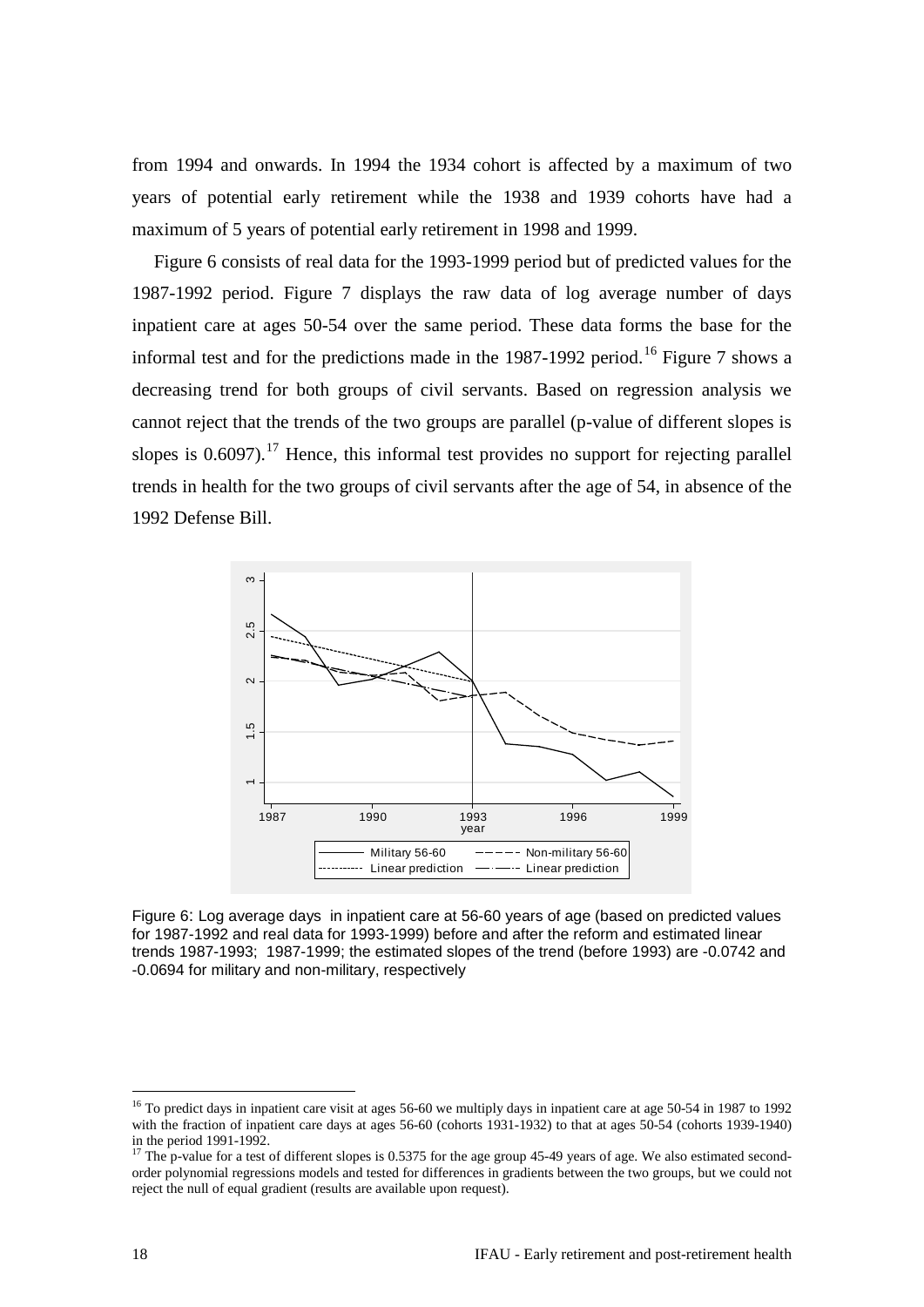from 1994 and onwards. In 1994 the 1934 cohort is affected by a maximum of two years of potential early retirement while the 1938 and 1939 cohorts have had a maximum of 5 years of potential early retirement in 1998 and 1999.

Figure 6 consists of real data for the 1993-1999 period but of predicted values for the 1987-1992 period. Figure 7 displays the raw data of log average number of days inpatient care at ages 50-54 over the same period. These data forms the base for the informal test and for the predictions made in the 1987-1992 period.[16] Figure 7 shows a decreasing trend for both groups of civil servants. Based on regression analysis we cannot reject that the trends of the two groups are parallel (p-value of different slopes is slopes is 0.6097).[17] Hence, this informal test provides no support for rejecting parallel trends in health for the two groups of civil servants after the age of 54, in absence of the 1992 Defense Bill.

Figure 6: Log average days in inpatient care at 56-60 years of age (based on predicted values for 1987-1992 and real data for 1993-1999) before and after the reform and estimated linear trends 1987-1993; 1987-1999; the estimated slopes of the trend (before 1993) are -0.0742 and -0.0694 for military and non-military, respectively

---

[16] To predict days in inpatient care visit at ages 56-60 we multiply days in inpatient care at age 50-54 in 1987 to 1992 with the fraction of inpatient care days at ages 56-60 (cohorts 1931-1932) to that at ages 50-54 (cohorts 1939-1940) in the period 1991-1992.

[17] The p-value for a test of different slopes is 0.5375 for the age group 45-49 years of age. We also estimated second-order polynomial regressions models and tested for differences in gradients between the two groups, but we could not reject the null of equal gradient (results are available upon request).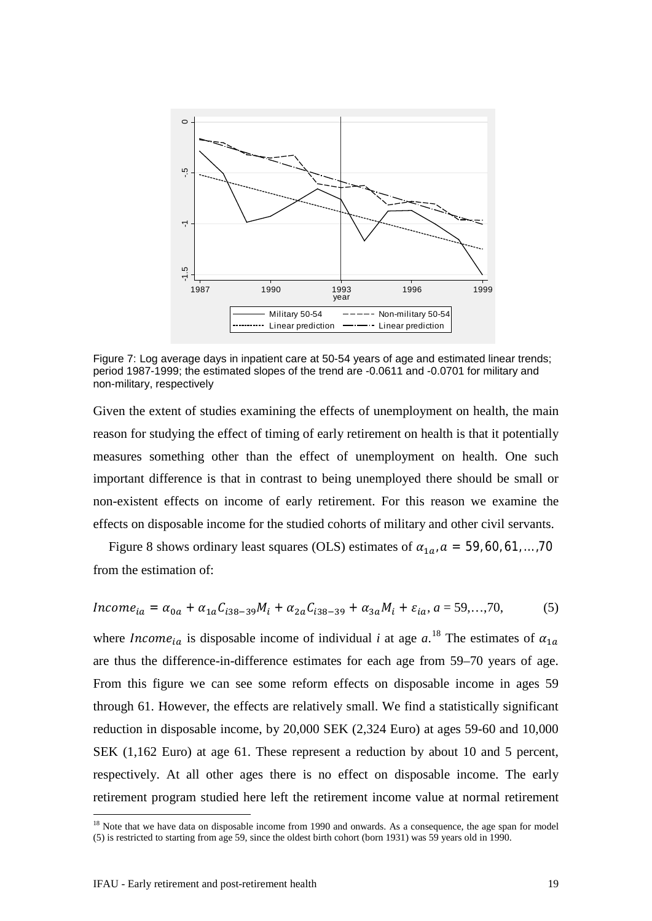Figure 7: Log average days in inpatient care at 50-54 years of age and estimated linear trends; period 1987-1999; the estimated slopes of the trend are -0.0611 and -0.0701 for military and non-military, respectively

Given the extent of studies examining the effects of unemployment on health, the main reason for studying the effect of timing of early retirement on health is that it potentially measures something other than the effect of unemployment on health. One such important difference is that in contrast to being unemployed there should be small or non-existent effects on income of early retirement. For this reason we examine the effects on disposable income for the studied cohorts of military and other civil servants.

Figure 8 shows ordinary least squares (OLS) estimates of $\alpha_{1a}, a = 59, 60, 61, \ldots, 70$ from the estimation of:

$$Income_{ia} = \alpha_{0a} + \alpha_{1a} C_{i38-39} M_i + \alpha_{2a} C_{i38-39} + \alpha_{3a} M_i + \varepsilon_{ia}, \; a = 59,\ldots,70, \qquad (5)$$

where $Income_{ia}$ is disposable income of individual $i$ at age $a$.[18] The estimates of $\alpha_{1a}$ are thus the difference-in-difference estimates for each age from 59–70 years of age. From this figure we can see some reform effects on disposable income in ages 59 through 61. However, the effects are relatively small. We find a statistically significant reduction in disposable income, by 20,000 SEK (2,324 Euro) at ages 59-60 and 10,000 SEK (1,162 Euro) at age 61. These represent a reduction by about 10 and 5 percent, respectively. At all other ages there is no effect on disposable income. The early retirement program studied here left the retirement income value at normal retirement

[18] Note that we have data on disposable income from 1990 and onwards. As a consequence, the age span for model (5) is restricted to starting from age 59, since the oldest birth cohort (born 1931) was 59 years old in 1990.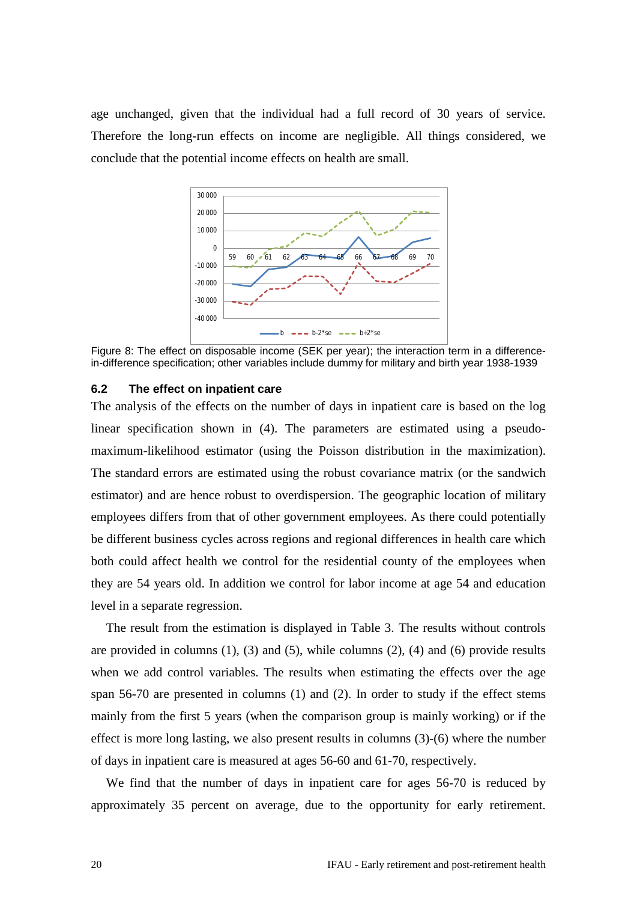age unchanged, given that the individual had a full record of 30 years of service. Therefore the long-run effects on income are negligible. All things considered, we conclude that the potential income effects on health are small.

Figure 8: The effect on disposable income (SEK per year); the interaction term in a difference-in-difference specification; other variables include dummy for military and birth year 1938-1939

### 6.2 The effect on inpatient care

The analysis of the effects on the number of days in inpatient care is based on the log linear specification shown in (4). The parameters are estimated using a pseudo-maximum-likelihood estimator (using the Poisson distribution in the maximization). The standard errors are estimated using the robust covariance matrix (or the sandwich estimator) and are hence robust to overdispersion. The geographic location of military employees differs from that of other government employees. As there could potentially be different business cycles across regions and regional differences in health care which both could affect health we control for the residential county of the employees when they are 54 years old. In addition we control for labor income at age 54 and education level in a separate regression.

The result from the estimation is displayed in Table 3. The results without controls are provided in columns (1), (3) and (5), while columns (2), (4) and (6) provide results when we add control variables. The results when estimating the effects over the age span 56-70 are presented in columns (1) and (2). In order to study if the effect stems mainly from the first 5 years (when the comparison group is mainly working) or if the effect is more long lasting, we also present results in columns (3)-(6) where the number of days in inpatient care is measured at ages 56-60 and 61-70, respectively.

We find that the number of days in inpatient care for ages 56-70 is reduced by approximately 35 percent on average, due to the opportunity for early retirement.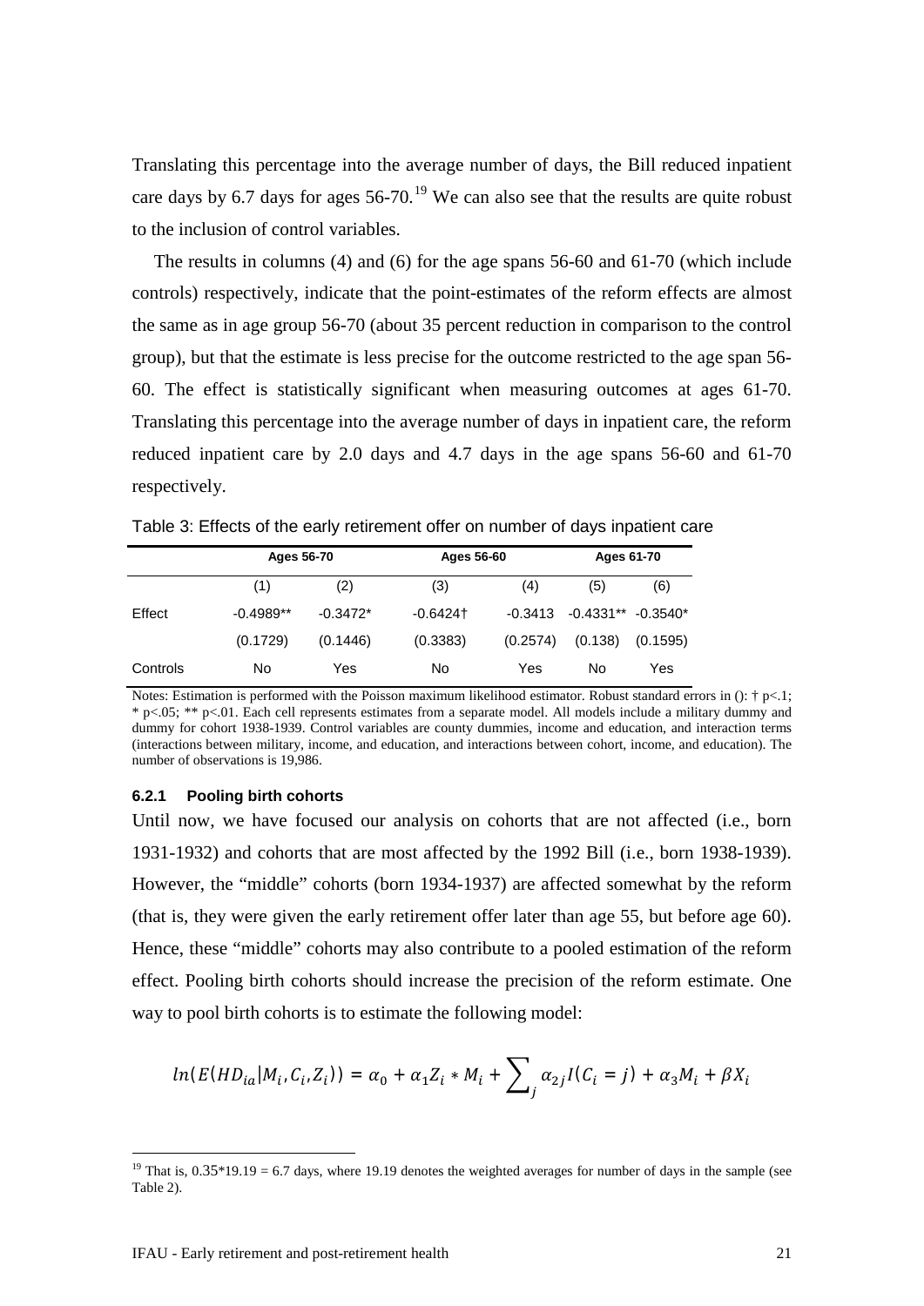Translating this percentage into the average number of days, the Bill reduced inpatient care days by 6.7 days for ages 56-70.[19] We can also see that the results are quite robust to the inclusion of control variables.

The results in columns (4) and (6) for the age spans 56-60 and 61-70 (which include controls) respectively, indicate that the point-estimates of the reform effects are almost the same as in age group 56-70 (about 35 percent reduction in comparison to the control group), but that the estimate is less precise for the outcome restricted to the age span 56-60. The effect is statistically significant when measuring outcomes at ages 61-70. Translating this percentage into the average number of days in inpatient care, the reform reduced inpatient care by 2.0 days and 4.7 days in the age spans 56-60 and 61-70 respectively.

Table 3: Effects of the early retirement offer on number of days inpatient care

| | Ages 56-70 | | Ages 56-60 | | Ages 61-70 | |
|---|---|---|---|---|---|---|
| | (1) | (2) | (3) | (4) | (5) | (6) |
| Effect | -0.4989** | -0.3472* | -0.6424† | -0.3413 | -0.4331** | -0.3540* |
| | (0.1729) | (0.1446) | (0.3383) | (0.2574) | (0.138) | (0.1595) |
| Controls | No | Yes | No | Yes | No | Yes |

Notes: Estimation is performed with the Poisson maximum likelihood estimator. Robust standard errors in (): † p<.1; * p<.05; ** p<.01. Each cell represents estimates from a separate model. All models include a military dummy and dummy for cohort 1938-1939. Control variables are county dummies, income and education, and interaction terms (interactions between military, income, and education, and interactions between cohort, income, and education). The number of observations is 19,986.

### 6.2.1 Pooling birth cohorts

Until now, we have focused our analysis on cohorts that are not affected (i.e., born 1931-1932) and cohorts that are most affected by the 1992 Bill (i.e., born 1938-1939). However, the "middle" cohorts (born 1934-1937) are affected somewhat by the reform (that is, they were given the early retirement offer later than age 55, but before age 60). Hence, these "middle" cohorts may also contribute to a pooled estimation of the reform effect. Pooling birth cohorts should increase the precision of the reform estimate. One way to pool birth cohorts is to estimate the following model:

$$ln(E(HD_{ia}|M_i, C_i, Z_i)) = \alpha_0 + \alpha_1 Z_i * M_i + \sum_j \alpha_{2j} I(C_i = j) + \alpha_3 M_i + \beta X_i$$

[19] That is, 0.35*19.19 = 6.7 days, where 19.19 denotes the weighted averages for number of days in the sample (see Table 2).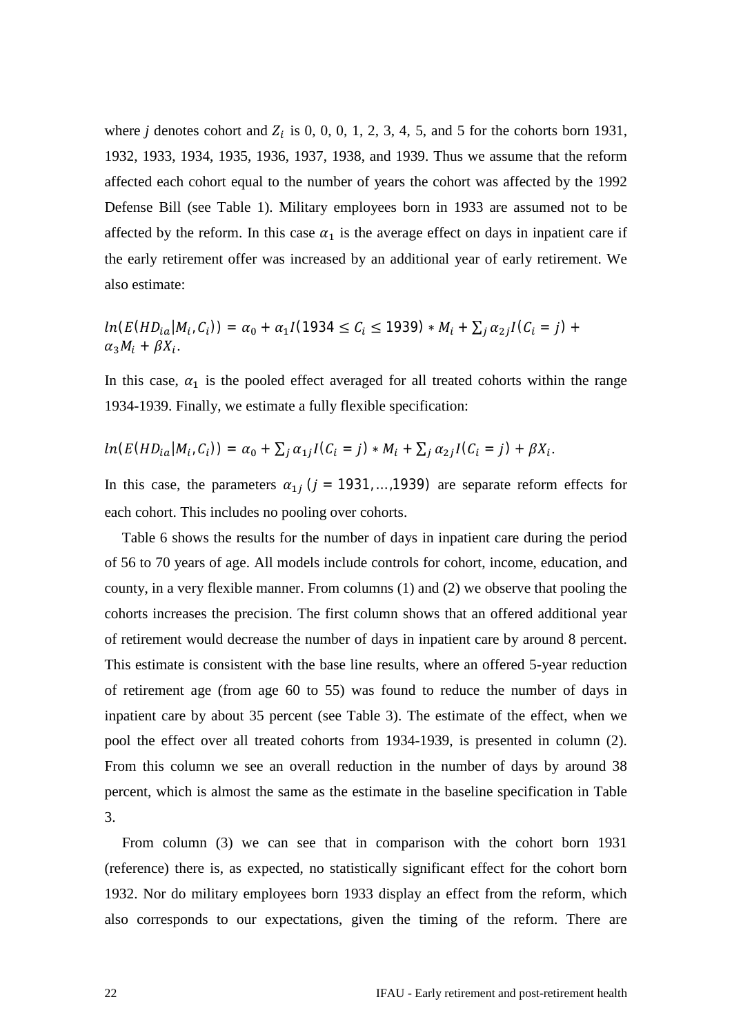where $j$ denotes cohort and $Z_i$ is 0, 0, 0, 1, 2, 3, 4, 5, and 5 for the cohorts born 1931, 1932, 1933, 1934, 1935, 1936, 1937, 1938, and 1939. Thus we assume that the reform affected each cohort equal to the number of years the cohort was affected by the 1992 Defense Bill (see Table 1). Military employees born in 1933 are assumed not to be affected by the reform. In this case $\alpha_1$ is the average effect on days in inpatient care if the early retirement offer was increased by an additional year of early retirement. We also estimate:

$$ln(E(HD_{ia}|M_i, C_i)) = \alpha_0 + \alpha_1 I(1934 \leq C_i \leq 1939) * M_i + \sum_j \alpha_{2j} I(C_i = j) + \alpha_3 M_i + \beta X_i.$$

In this case, $\alpha_1$ is the pooled effect averaged for all treated cohorts within the range 1934-1939. Finally, we estimate a fully flexible specification:

$$ln(E(HD_{ia}|M_i, C_i)) = \alpha_0 + \sum_j \alpha_{1j} I(C_i = j) * M_i + \sum_j \alpha_{2j} I(C_i = j) + \beta X_i.$$

In this case, the parameters $\alpha_{1j}$ ($j = 1931, \ldots, 1939$) are separate reform effects for each cohort. This includes no pooling over cohorts.

Table 6 shows the results for the number of days in inpatient care during the period of 56 to 70 years of age. All models include controls for cohort, income, education, and county, in a very flexible manner. From columns (1) and (2) we observe that pooling the cohorts increases the precision. The first column shows that an offered additional year of retirement would decrease the number of days in inpatient care by around 8 percent. This estimate is consistent with the base line results, where an offered 5-year reduction of retirement age (from age 60 to 55) was found to reduce the number of days in inpatient care by about 35 percent (see Table 3). The estimate of the effect, when we pool the effect over all treated cohorts from 1934-1939, is presented in column (2). From this column we see an overall reduction in the number of days by around 38 percent, which is almost the same as the estimate in the baseline specification in Table 3.

From column (3) we can see that in comparison with the cohort born 1931 (reference) there is, as expected, no statistically significant effect for the cohort born 1932. Nor do military employees born 1933 display an effect from the reform, which also corresponds to our expectations, given the timing of the reform. There are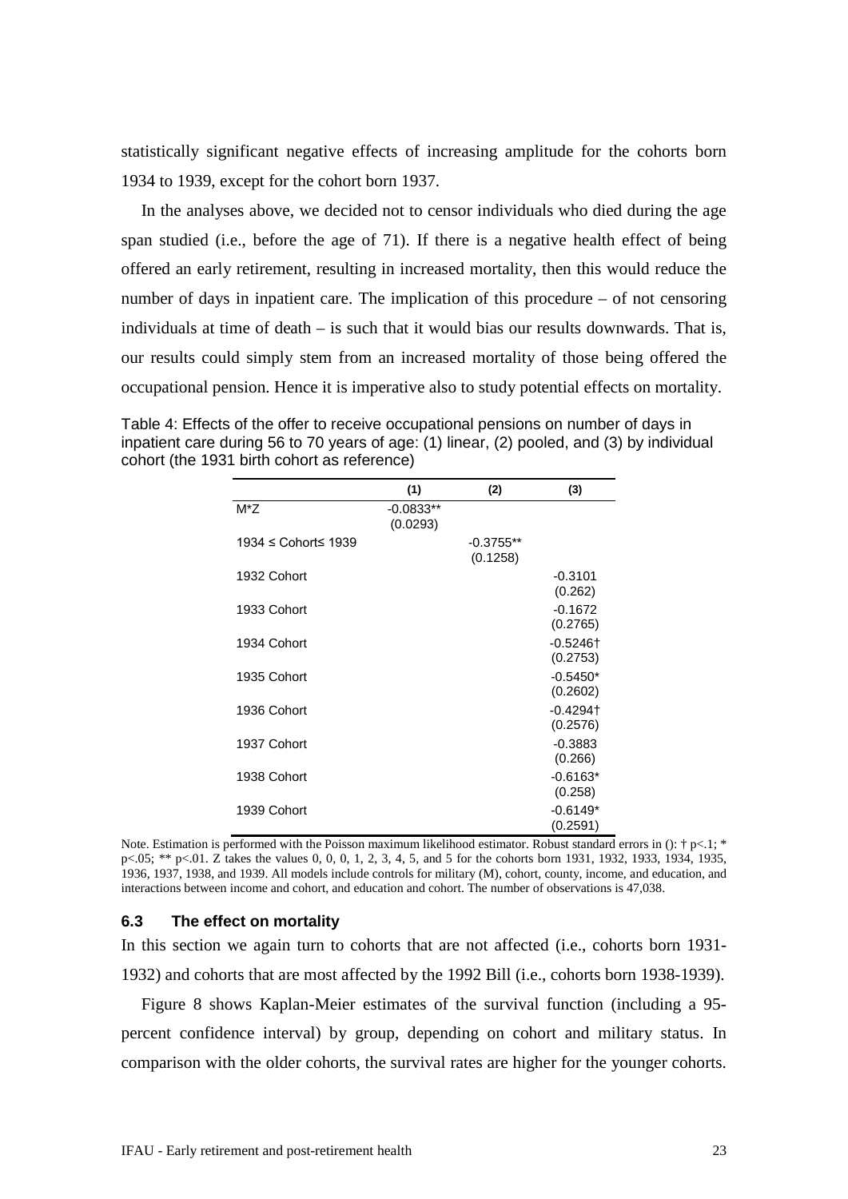statistically significant negative effects of increasing amplitude for the cohorts born 1934 to 1939, except for the cohort born 1937.

In the analyses above, we decided not to censor individuals who died during the age span studied (i.e., before the age of 71). If there is a negative health effect of being offered an early retirement, resulting in increased mortality, then this would reduce the number of days in inpatient care. The implication of this procedure – of not censoring individuals at time of death – is such that it would bias our results downwards. That is, our results could simply stem from an increased mortality of those being offered the occupational pension. Hence it is imperative also to study potential effects on mortality.

Table 4: Effects of the offer to receive occupational pensions on number of days in inpatient care during 56 to 70 years of age: (1) linear, (2) pooled, and (3) by individual cohort (the 1931 birth cohort as reference)

| | (1) | (2) | (3) |
|---|---|---|---|
| M*Z | -0.0833**<br>(0.0293) | | |
| 1934 ≤ Cohort≤ 1939 | | -0.3755**<br>(0.1258) | |
| 1932 Cohort | | | -0.3101<br>(0.262) |
| 1933 Cohort | | | -0.1672<br>(0.2765) |
| 1934 Cohort | | | -0.5246†<br>(0.2753) |
| 1935 Cohort | | | -0.5450*<br>(0.2602) |
| 1936 Cohort | | | -0.4294†<br>(0.2576) |
| 1937 Cohort | | | -0.3883<br>(0.266) |
| 1938 Cohort | | | -0.6163*<br>(0.258) |
| 1939 Cohort | | | -0.6149*<br>(0.2591) |

Note. Estimation is performed with the Poisson maximum likelihood estimator. Robust standard errors in (): † p<.1; * p<.05; ** p<.01. Z takes the values 0, 0, 0, 1, 2, 3, 4, 5, and 5 for the cohorts born 1931, 1932, 1933, 1934, 1935, 1936, 1937, 1938, and 1939. All models include controls for military (M), cohort, county, income, and education, and interactions between income and cohort, and education and cohort. The number of observations is 47,038.

### 6.3 The effect on mortality

In this section we again turn to cohorts that are not affected (i.e., cohorts born 1931-1932) and cohorts that are most affected by the 1992 Bill (i.e., cohorts born 1938-1939).

Figure 8 shows Kaplan-Meier estimates of the survival function (including a 95-percent confidence interval) by group, depending on cohort and military status. In comparison with the older cohorts, the survival rates are higher for the younger cohorts.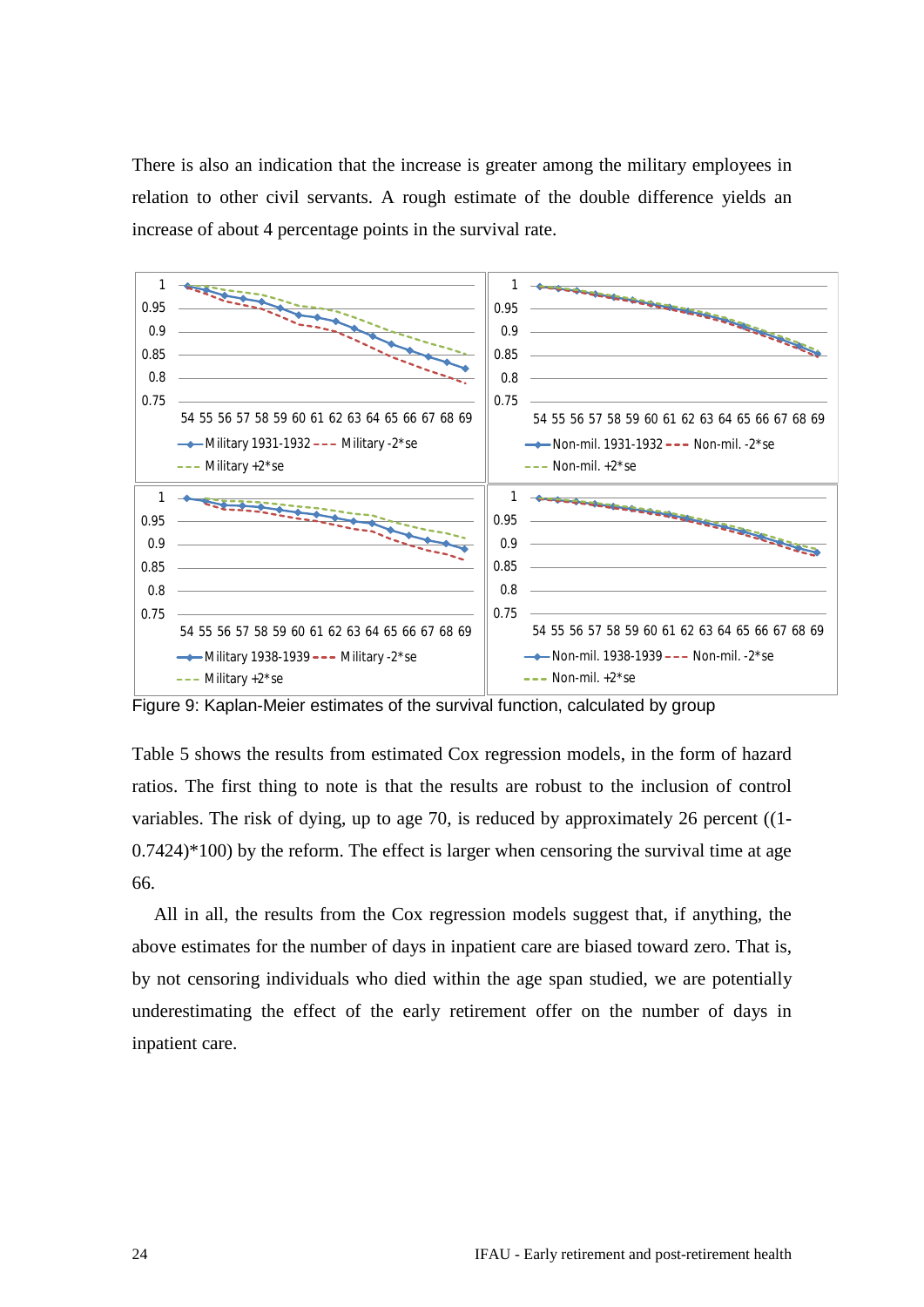There is also an indication that the increase is greater among the military employees in relation to other civil servants. A rough estimate of the double difference yields an increase of about 4 percentage points in the survival rate.

Figure 9: Kaplan-Meier estimates of the survival function, calculated by group

Table 5 shows the results from estimated Cox regression models, in the form of hazard ratios. The first thing to note is that the results are robust to the inclusion of control variables. The risk of dying, up to age 70, is reduced by approximately 26 percent ((1-0.7424)*100) by the reform. The effect is larger when censoring the survival time at age 66.

All in all, the results from the Cox regression models suggest that, if anything, the above estimates for the number of days in inpatient care are biased toward zero. That is, by not censoring individuals who died within the age span studied, we are potentially underestimating the effect of the early retirement offer on the number of days in inpatient care.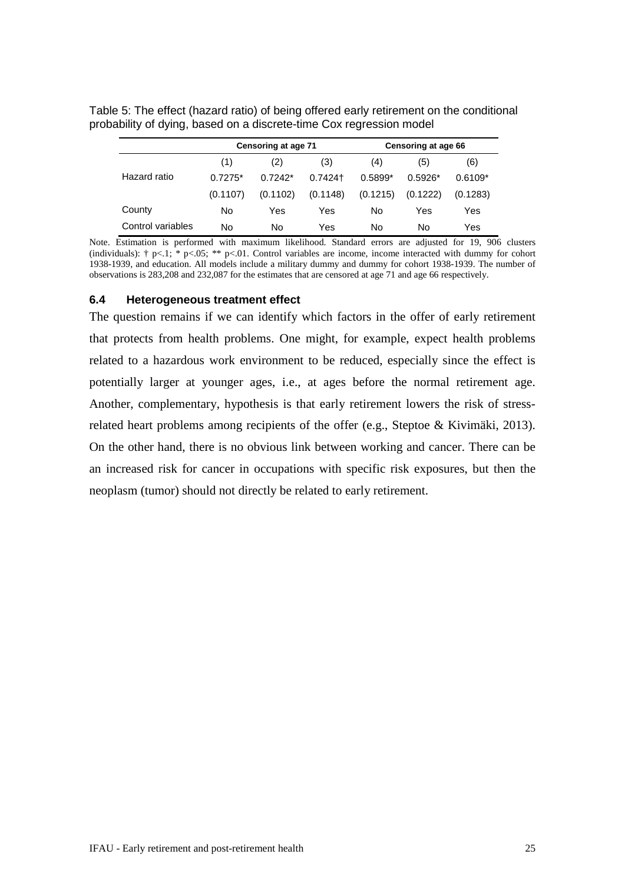Table 5: The effect (hazard ratio) of being offered early retirement on the conditional probability of dying, based on a discrete-time Cox regression model

| | Censoring at age 71 | | | Censoring at age 66 | | |
|---|---|---|---|---|---|---|
| | (1) | (2) | (3) | (4) | (5) | (6) |
| Hazard ratio | 0.7275* | 0.7242* | 0.7424† | 0.5899* | 0.5926* | 0.6109* |
| | (0.1107) | (0.1102) | (0.1148) | (0.1215) | (0.1222) | (0.1283) |
| County | No | Yes | Yes | No | Yes | Yes |
| Control variables | No | No | Yes | No | No | Yes |

Note. Estimation is performed with maximum likelihood. Standard errors are adjusted for 19, 906 clusters (individuals): † p<.1; * p<.05; ** p<.01. Control variables are income, income interacted with dummy for cohort 1938-1939, and education. All models include a military dummy and dummy for cohort 1938-1939. The number of observations is 283,208 and 232,087 for the estimates that are censored at age 71 and age 66 respectively.

### 6.4 Heterogeneous treatment effect

The question remains if we can identify which factors in the offer of early retirement that protects from health problems. One might, for example, expect health problems related to a hazardous work environment to be reduced, especially since the effect is potentially larger at younger ages, i.e., at ages before the normal retirement age. Another, complementary, hypothesis is that early retirement lowers the risk of stress-related heart problems among recipients of the offer (e.g., Steptoe & Kivimäki, 2013). On the other hand, there is no obvious link between working and cancer. There can be an increased risk for cancer in occupations with specific risk exposures, but then the neoplasm (tumor) should not directly be related to early retirement.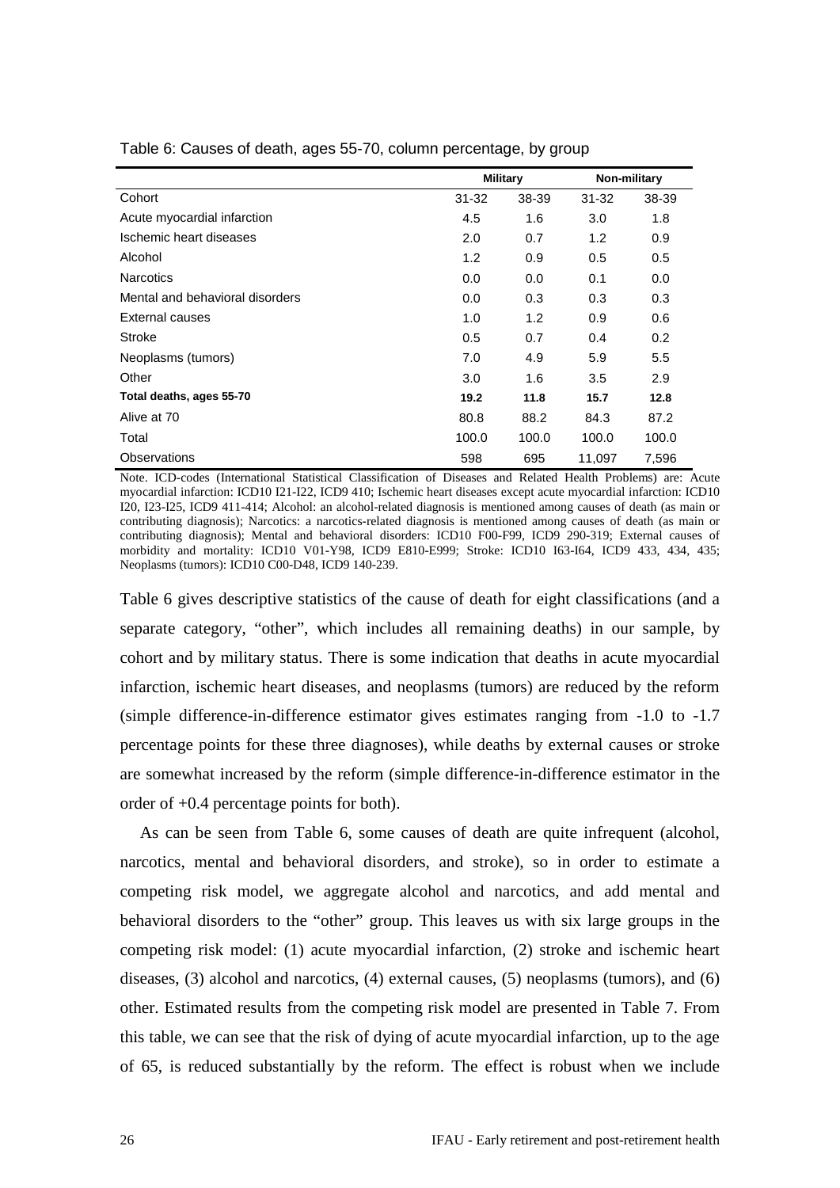Table 6: Causes of death, ages 55-70, column percentage, by group

| | Military | | Non-military | |
|---|---|---|---|---|
| Cohort | 31-32 | 38-39 | 31-32 | 38-39 |
| Acute myocardial infarction | 4.5 | 1.6 | 3.0 | 1.8 |
| Ischemic heart diseases | 2.0 | 0.7 | 1.2 | 0.9 |
| Alcohol | 1.2 | 0.9 | 0.5 | 0.5 |
| Narcotics | 0.0 | 0.0 | 0.1 | 0.0 |
| Mental and behavioral disorders | 0.0 | 0.3 | 0.3 | 0.3 |
| External causes | 1.0 | 1.2 | 0.9 | 0.6 |
| Stroke | 0.5 | 0.7 | 0.4 | 0.2 |
| Neoplasms (tumors) | 7.0 | 4.9 | 5.9 | 5.5 |
| Other | 3.0 | 1.6 | 3.5 | 2.9 |
| **Total deaths, ages 55-70** | **19.2** | **11.8** | **15.7** | **12.8** |
| Alive at 70 | 80.8 | 88.2 | 84.3 | 87.2 |
| Total | 100.0 | 100.0 | 100.0 | 100.0 |
| Observations | 598 | 695 | 11,097 | 7,596 |

Note. ICD-codes (International Statistical Classification of Diseases and Related Health Problems) are: Acute myocardial infarction: ICD10 I21-I22, ICD9 410; Ischemic heart diseases except acute myocardial infarction: ICD10 I20, I23-I25, ICD9 411-414; Alcohol: an alcohol-related diagnosis is mentioned among causes of death (as main or contributing diagnosis); Narcotics: a narcotics-related diagnosis is mentioned among causes of death (as main or contributing diagnosis); Mental and behavioral disorders: ICD10 F00-F99, ICD9 290-319; External causes of morbidity and mortality: ICD10 V01-Y98, ICD9 E810-E999; Stroke: ICD10 I63-I64, ICD9 433, 434, 435; Neoplasms (tumors): ICD10 C00-D48, ICD9 140-239.

Table 6 gives descriptive statistics of the cause of death for eight classifications (and a separate category, "other", which includes all remaining deaths) in our sample, by cohort and by military status. There is some indication that deaths in acute myocardial infarction, ischemic heart diseases, and neoplasms (tumors) are reduced by the reform (simple difference-in-difference estimator gives estimates ranging from -1.0 to -1.7 percentage points for these three diagnoses), while deaths by external causes or stroke are somewhat increased by the reform (simple difference-in-difference estimator in the order of +0.4 percentage points for both).

As can be seen from Table 6, some causes of death are quite infrequent (alcohol, narcotics, mental and behavioral disorders, and stroke), so in order to estimate a competing risk model, we aggregate alcohol and narcotics, and add mental and behavioral disorders to the "other" group. This leaves us with six large groups in the competing risk model: (1) acute myocardial infarction, (2) stroke and ischemic heart diseases, (3) alcohol and narcotics, (4) external causes, (5) neoplasms (tumors), and (6) other. Estimated results from the competing risk model are presented in Table 7. From this table, we can see that the risk of dying of acute myocardial infarction, up to the age of 65, is reduced substantially by the reform. The effect is robust when we include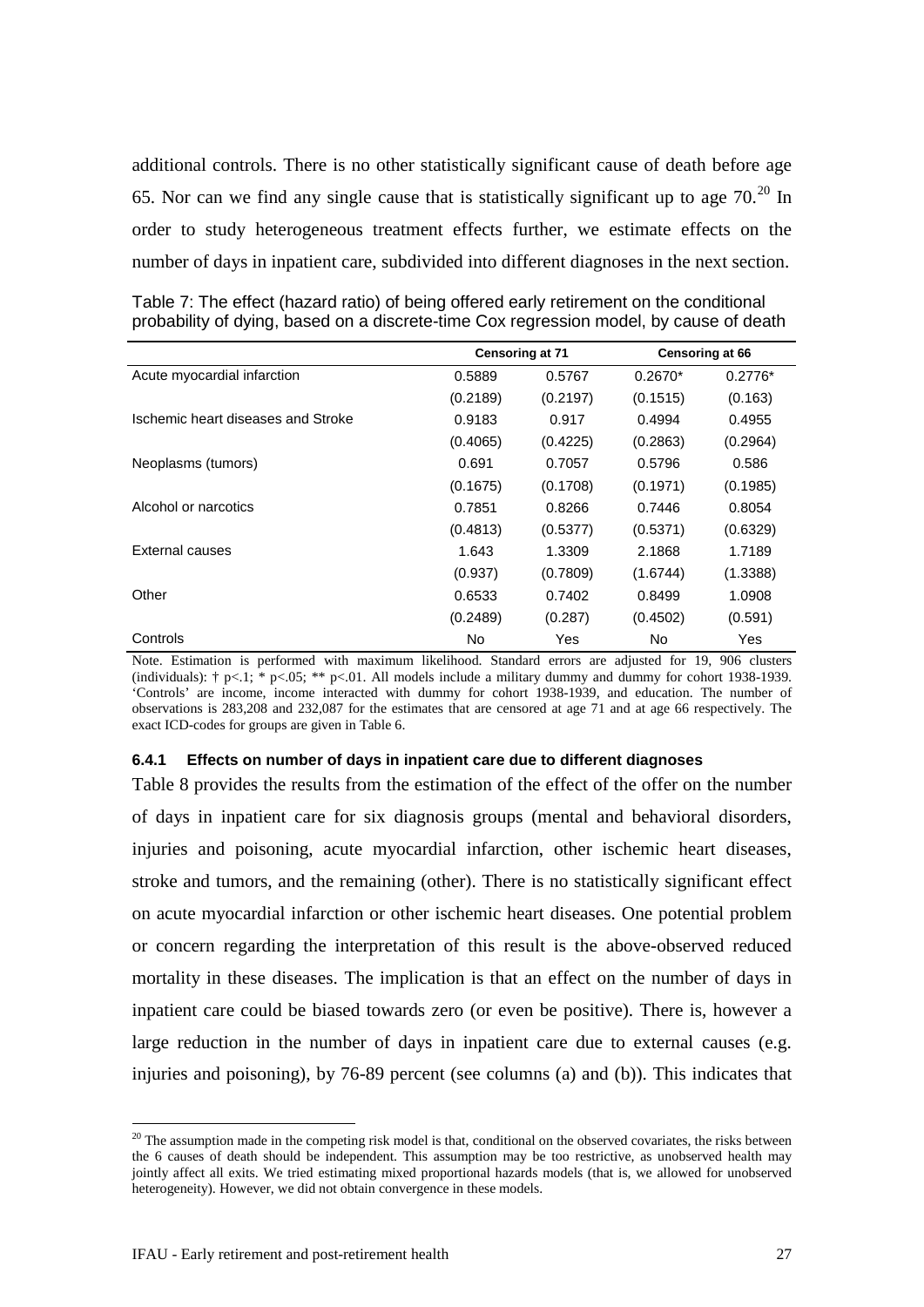additional controls. There is no other statistically significant cause of death before age 65. Nor can we find any single cause that is statistically significant up to age 70.[20] In order to study heterogeneous treatment effects further, we estimate effects on the number of days in inpatient care, subdivided into different diagnoses in the next section.

Table 7: The effect (hazard ratio) of being offered early retirement on the conditional probability of dying, based on a discrete-time Cox regression model, by cause of death

| | Censoring at 71 | | Censoring at 66 | |
|---|---|---|---|---|
| Acute myocardial infarction | 0.5889 | 0.5767 | 0.2670* | 0.2776* |
| | (0.2189) | (0.2197) | (0.1515) | (0.163) |
| Ischemic heart diseases and Stroke | 0.9183 | 0.917 | 0.4994 | 0.4955 |
| | (0.4065) | (0.4225) | (0.2863) | (0.2964) |
| Neoplasms (tumors) | 0.691 | 0.7057 | 0.5796 | 0.586 |
| | (0.1675) | (0.1708) | (0.1971) | (0.1985) |
| Alcohol or narcotics | 0.7851 | 0.8266 | 0.7446 | 0.8054 |
| | (0.4813) | (0.5377) | (0.5371) | (0.6329) |
| External causes | 1.643 | 1.3309 | 2.1868 | 1.7189 |
| | (0.937) | (0.7809) | (1.6744) | (1.3388) |
| Other | 0.6533 | 0.7402 | 0.8499 | 1.0908 |
| | (0.2489) | (0.287) | (0.4502) | (0.591) |
| Controls | No | Yes | No | Yes |

Note. Estimation is performed with maximum likelihood. Standard errors are adjusted for 19, 906 clusters (individuals): † p<.1; * p<.05; ** p<.01. All models include a military dummy and dummy for cohort 1938-1939. 'Controls' are income, income interacted with dummy for cohort 1938-1939, and education. The number of observations is 283,208 and 232,087 for the estimates that are censored at age 71 and at age 66 respectively. The exact ICD-codes for groups are given in Table 6.

#### 6.4.1 Effects on number of days in inpatient care due to different diagnoses

Table 8 provides the results from the estimation of the effect of the offer on the number of days in inpatient care for six diagnosis groups (mental and behavioral disorders, injuries and poisoning, acute myocardial infarction, other ischemic heart diseases, stroke and tumors, and the remaining (other). There is no statistically significant effect on acute myocardial infarction or other ischemic heart diseases. One potential problem or concern regarding the interpretation of this result is the above-observed reduced mortality in these diseases. The implication is that an effect on the number of days in inpatient care could be biased towards zero (or even be positive). There is, however a large reduction in the number of days in inpatient care due to external causes (e.g. injuries and poisoning), by 76-89 percent (see columns (a) and (b)). This indicates that

[20] The assumption made in the competing risk model is that, conditional on the observed covariates, the risks between the 6 causes of death should be independent. This assumption may be too restrictive, as unobserved health may jointly affect all exits. We tried estimating mixed proportional hazards models (that is, we allowed for unobserved heterogeneity). However, we did not obtain convergence in these models.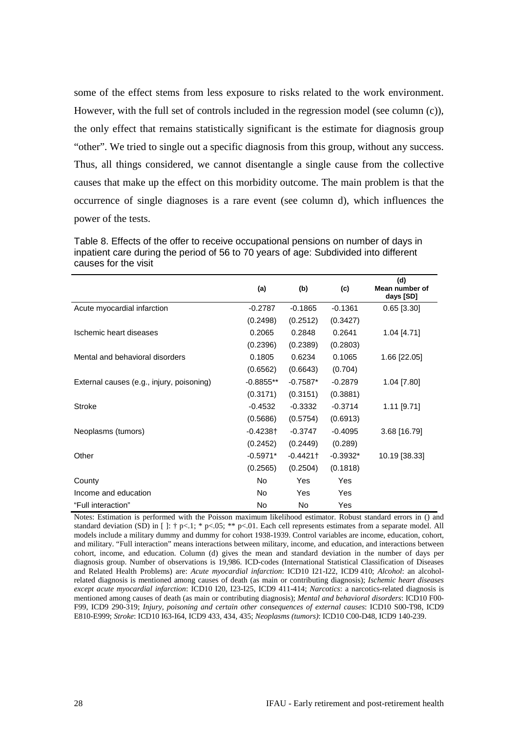some of the effect stems from less exposure to risks related to the work environment. However, with the full set of controls included in the regression model (see column (c)), the only effect that remains statistically significant is the estimate for diagnosis group "other". We tried to single out a specific diagnosis from this group, without any success. Thus, all things considered, we cannot disentangle a single cause from the collective causes that make up the effect on this morbidity outcome. The main problem is that the occurrence of single diagnoses is a rare event (see column d), which influences the power of the tests.

Table 8. Effects of the offer to receive occupational pensions on number of days in inpatient care during the period of 56 to 70 years of age: Subdivided into different causes for the visit

| | (a) | (b) | (c) | (d) Mean number of days [SD] |
|---|---|---|---|---|
| Acute myocardial infarction | -0.2787 | -0.1865 | -0.1361 | 0.65 [3.30] |
| | (0.2498) | (0.2512) | (0.3427) | |
| Ischemic heart diseases | 0.2065 | 0.2848 | 0.2641 | 1.04 [4.71] |
| | (0.2396) | (0.2389) | (0.2803) | |
| Mental and behavioral disorders | 0.1805 | 0.6234 | 0.1065 | 1.66 [22.05] |
| | (0.6562) | (0.6643) | (0.704) | |
| External causes (e.g., injury, poisoning) | -0.8855** | -0.7587* | -0.2879 | 1.04 [7.80] |
| | (0.3171) | (0.3151) | (0.3881) | |
| Stroke | -0.4532 | -0.3332 | -0.3714 | 1.11 [9.71] |
| | (0.5686) | (0.5754) | (0.6913) | |
| Neoplasms (tumors) | -0.4238† | -0.3747 | -0.4095 | 3.68 [16.79] |
| | (0.2452) | (0.2449) | (0.289) | |
| Other | -0.5971* | -0.4421† | -0.3932* | 10.19 [38.33] |
| | (0.2565) | (0.2504) | (0.1818) | |
| County | No | Yes | Yes | |
| Income and education | No | Yes | Yes | |
| "Full interaction" | No | No | Yes | |

Notes: Estimation is performed with the Poisson maximum likelihood estimator. Robust standard errors in () and standard deviation (SD) in [ ]: † p<.1; * p<.05; ** p<.01. Each cell represents estimates from a separate model. All models include a military dummy and dummy for cohort 1938-1939. Control variables are income, education, cohort, and military. "Full interaction" means interactions between military, income, and education, and interactions between cohort, income, and education. Column (d) gives the mean and standard deviation in the number of days per diagnosis group. Number of observations is 19,986. ICD-codes (International Statistical Classification of Diseases and Related Health Problems) are: *Acute myocardial infarction*: ICD10 I21-I22, ICD9 410; *Alcohol*: an alcohol-related diagnosis is mentioned among causes of death (as main or contributing diagnosis); *Ischemic heart diseases except acute myocardial infarction*: ICD10 I20, I23-I25, ICD9 411-414; *Narcotics*: a narcotics-related diagnosis is mentioned among causes of death (as main or contributing diagnosis); *Mental and behavioral disorders*: ICD10 F00-F99, ICD9 290-319; *Injury, poisoning and certain other consequences of external causes*: ICD10 S00-T98, ICD9 E810-E999; *Stroke*: ICD10 I63-I64, ICD9 433, 434, 435; *Neoplasms (tumors)*: ICD10 C00-D48, ICD9 140-239.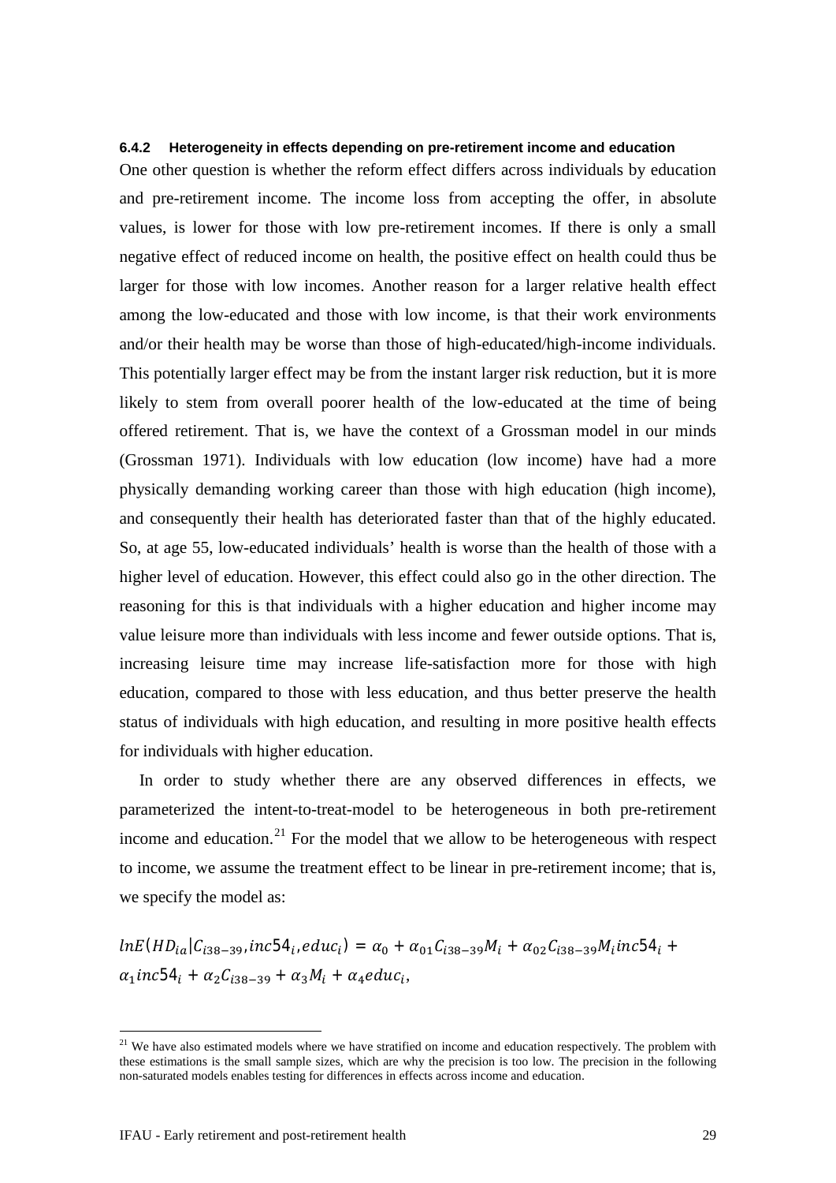### 6.4.2 Heterogeneity in effects depending on pre-retirement income and education

One other question is whether the reform effect differs across individuals by education and pre-retirement income. The income loss from accepting the offer, in absolute values, is lower for those with low pre-retirement incomes. If there is only a small negative effect of reduced income on health, the positive effect on health could thus be larger for those with low incomes. Another reason for a larger relative health effect among the low-educated and those with low income, is that their work environments and/or their health may be worse than those of high-educated/high-income individuals. This potentially larger effect may be from the instant larger risk reduction, but it is more likely to stem from overall poorer health of the low-educated at the time of being offered retirement. That is, we have the context of a Grossman model in our minds (Grossman 1971). Individuals with low education (low income) have had a more physically demanding working career than those with high education (high income), and consequently their health has deteriorated faster than that of the highly educated. So, at age 55, low-educated individuals' health is worse than the health of those with a higher level of education. However, this effect could also go in the other direction. The reasoning for this is that individuals with a higher education and higher income may value leisure more than individuals with less income and fewer outside options. That is, increasing leisure time may increase life-satisfaction more for those with high education, compared to those with less education, and thus better preserve the health status of individuals with high education, and resulting in more positive health effects for individuals with higher education.

In order to study whether there are any observed differences in effects, we parameterized the intent-to-treat-model to be heterogeneous in both pre-retirement income and education.[21] For the model that we allow to be heterogeneous with respect to income, we assume the treatment effect to be linear in pre-retirement income; that is, we specify the model as:

$$lnE(HD_{ia}|C_{i38-39}, inc54_i, educ_i) = \alpha_0 + \alpha_{01}C_{i38-39}M_i + \alpha_{02}C_{i38-39}M_i inc54_i + \alpha_1 inc54_i + \alpha_2 C_{i38-39} + \alpha_3 M_i + \alpha_4 educ_i,$$

[21] We have also estimated models where we have stratified on income and education respectively. The problem with these estimations is the small sample sizes, which are why the precision is too low. The precision in the following non-saturated models enables testing for differences in effects across income and education.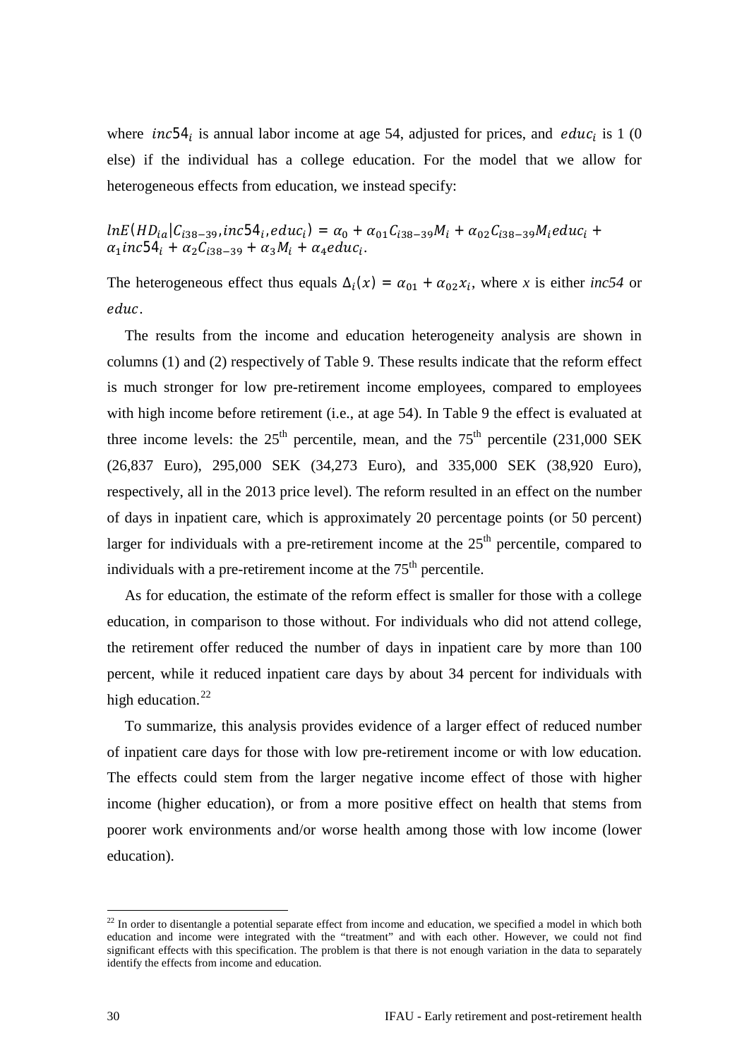where $inc54_i$ is annual labor income at age 54, adjusted for prices, and $educ_i$ is 1 (0 else) if the individual has a college education. For the model that we allow for heterogeneous effects from education, we instead specify:

$$lnE(HD_{ia}|C_{i38-39}, inc54_i, educ_i) = \alpha_0 + \alpha_{01}C_{i38-39}M_i + \alpha_{02}C_{i38-39}M_i educ_i + \alpha_1 inc54_i + \alpha_2 C_{i38-39} + \alpha_3 M_i + \alpha_4 educ_i.$$

The heterogeneous effect thus equals $\Delta_i(x) = \alpha_{01} + \alpha_{02}x_i$, where *x* is either *inc54* or $educ$.

The results from the income and education heterogeneity analysis are shown in columns (1) and (2) respectively of Table 9. These results indicate that the reform effect is much stronger for low pre-retirement income employees, compared to employees with high income before retirement (i.e., at age 54). In Table 9 the effect is evaluated at three income levels: the 25th percentile, mean, and the 75th percentile (231,000 SEK (26,837 Euro), 295,000 SEK (34,273 Euro), and 335,000 SEK (38,920 Euro), respectively, all in the 2013 price level). The reform resulted in an effect on the number of days in inpatient care, which is approximately 20 percentage points (or 50 percent) larger for individuals with a pre-retirement income at the 25th percentile, compared to individuals with a pre-retirement income at the 75th percentile.

As for education, the estimate of the reform effect is smaller for those with a college education, in comparison to those without. For individuals who did not attend college, the retirement offer reduced the number of days in inpatient care by more than 100 percent, while it reduced inpatient care days by about 34 percent for individuals with high education.[22]

To summarize, this analysis provides evidence of a larger effect of reduced number of inpatient care days for those with low pre-retirement income or with low education. The effects could stem from the larger negative income effect of those with higher income (higher education), or from a more positive effect on health that stems from poorer work environments and/or worse health among those with low income (lower education).

[22] In order to disentangle a potential separate effect from income and education, we specified a model in which both education and income were integrated with the "treatment" and with each other. However, we could not find significant effects with this specification. The problem is that there is not enough variation in the data to separately identify the effects from income and education.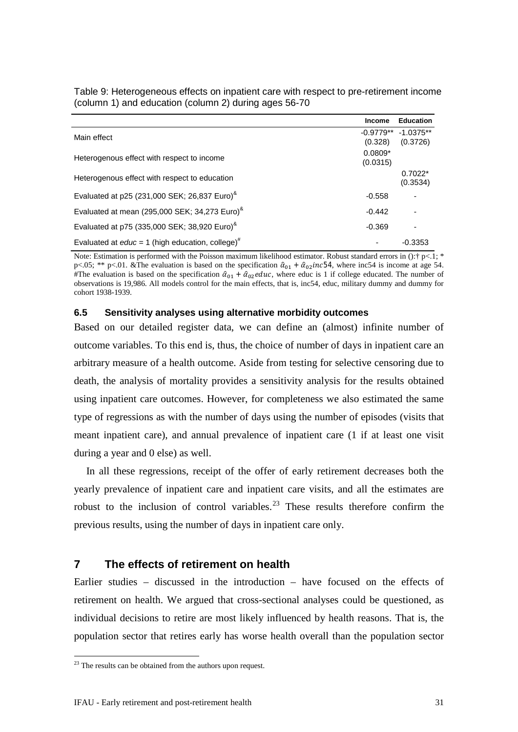Table 9: Heterogeneous effects on inpatient care with respect to pre-retirement income (column 1) and education (column 2) during ages 56-70

| | Income | Education |
|---|---|---|
| Main effect | -0.9779** (0.328) | -1.0375** (0.3726) |
| Heterogenous effect with respect to income | 0.0809* (0.0315) | |
| Heterogenous effect with respect to education | | 0.7022* (0.3534) |
| Evaluated at p25 (231,000 SEK; 26,837 Euro)[&] | -0.558 | - |
| Evaluated at mean (295,000 SEK; 34,273 Euro)[&] | -0.442 | - |
| Evaluated at p75 (335,000 SEK; 38,920 Euro)[&] | -0.369 | - |
| Evaluated at *educ* = 1 (high education, college)[#] | - | -0.3353 |

Note: Estimation is performed with the Poisson maximum likelihood estimator. Robust standard errors in ():† p<.1; * p<.05; ** p<.01. &The evaluation is based on the specification $\hat{\alpha}_{01} + \hat{\alpha}_{02} inc54$, where inc54 is income at age 54. #The evaluation is based on the specification $\hat{\alpha}_{01} + \hat{\alpha}_{02} educ$, where educ is 1 if college educated. The number of observations is 19,986. All models control for the main effects, that is, inc54, educ, military dummy and dummy for cohort 1938-1939.

### 6.5 Sensitivity analyses using alternative morbidity outcomes

Based on our detailed register data, we can define an (almost) infinite number of outcome variables. To this end is, thus, the choice of number of days in inpatient care an arbitrary measure of a health outcome. Aside from testing for selective censoring due to death, the analysis of mortality provides a sensitivity analysis for the results obtained using inpatient care outcomes. However, for completeness we also estimated the same type of regressions as with the number of days using the number of episodes (visits that meant inpatient care), and annual prevalence of inpatient care (1 if at least one visit during a year and 0 else) as well.

In all these regressions, receipt of the offer of early retirement decreases both the yearly prevalence of inpatient care and inpatient care visits, and all the estimates are robust to the inclusion of control variables.[23] These results therefore confirm the previous results, using the number of days in inpatient care only.

## 7 The effects of retirement on health

Earlier studies – discussed in the introduction – have focused on the effects of retirement on health. We argued that cross-sectional analyses could be questioned, as individual decisions to retire are most likely influenced by health reasons. That is, the population sector that retires early has worse health overall than the population sector

[23] The results can be obtained from the authors upon request.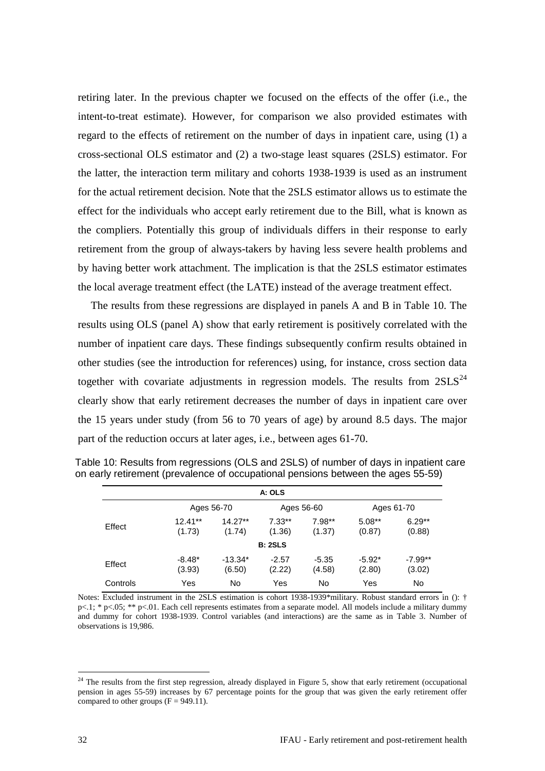retiring later. In the previous chapter we focused on the effects of the offer (i.e., the intent-to-treat estimate). However, for comparison we also provided estimates with regard to the effects of retirement on the number of days in inpatient care, using (1) a cross-sectional OLS estimator and (2) a two-stage least squares (2SLS) estimator. For the latter, the interaction term military and cohorts 1938-1939 is used as an instrument for the actual retirement decision. Note that the 2SLS estimator allows us to estimate the effect for the individuals who accept early retirement due to the Bill, what is known as the compliers. Potentially this group of individuals differs in their response to early retirement from the group of always-takers by having less severe health problems and by having better work attachment. The implication is that the 2SLS estimator estimates the local average treatment effect (the LATE) instead of the average treatment effect.

The results from these regressions are displayed in panels A and B in Table 10. The results using OLS (panel A) show that early retirement is positively correlated with the number of inpatient care days. These findings subsequently confirm results obtained in other studies (see the introduction for references) using, for instance, cross section data together with covariate adjustments in regression models. The results from 2SLS[24] clearly show that early retirement decreases the number of days in inpatient care over the 15 years under study (from 56 to 70 years of age) by around 8.5 days. The major part of the reduction occurs at later ages, i.e., between ages 61-70.

Table 10: Results from regressions (OLS and 2SLS) of number of days in inpatient care on early retirement (prevalence of occupational pensions between the ages 55-59)

| | **A: OLS** | | | | | |
|---|---|---|---|---|---|---|
| | Ages 56-70 | | Ages 56-60 | | Ages 61-70 | |
| Effect | 12.41** (1.73) | 14.27** (1.74) | 7.33** (1.36) | 7.98** (1.37) | 5.08** (0.87) | 6.29** (0.88) |
| | **B: 2SLS** | | | | | |
| Effect | -8.48* (3.93) | -13.34* (6.50) | -2.57 (2.22) | -5.35 (4.58) | -5.92* (2.80) | -7.99** (3.02) |
| Controls | Yes | No | Yes | No | Yes | No |

Notes: Excluded instrument in the 2SLS estimation is cohort 1938-1939*military. Robust standard errors in (): † p<.1; * p<.05; ** p<.01. Each cell represents estimates from a separate model. All models include a military dummy and dummy for cohort 1938-1939. Control variables (and interactions) are the same as in Table 3. Number of observations is 19,986.

[24] The results from the first step regression, already displayed in Figure 5, show that early retirement (occupational pension in ages 55-59) increases by 67 percentage points for the group that was given the early retirement offer compared to other groups ($F = 949.11$).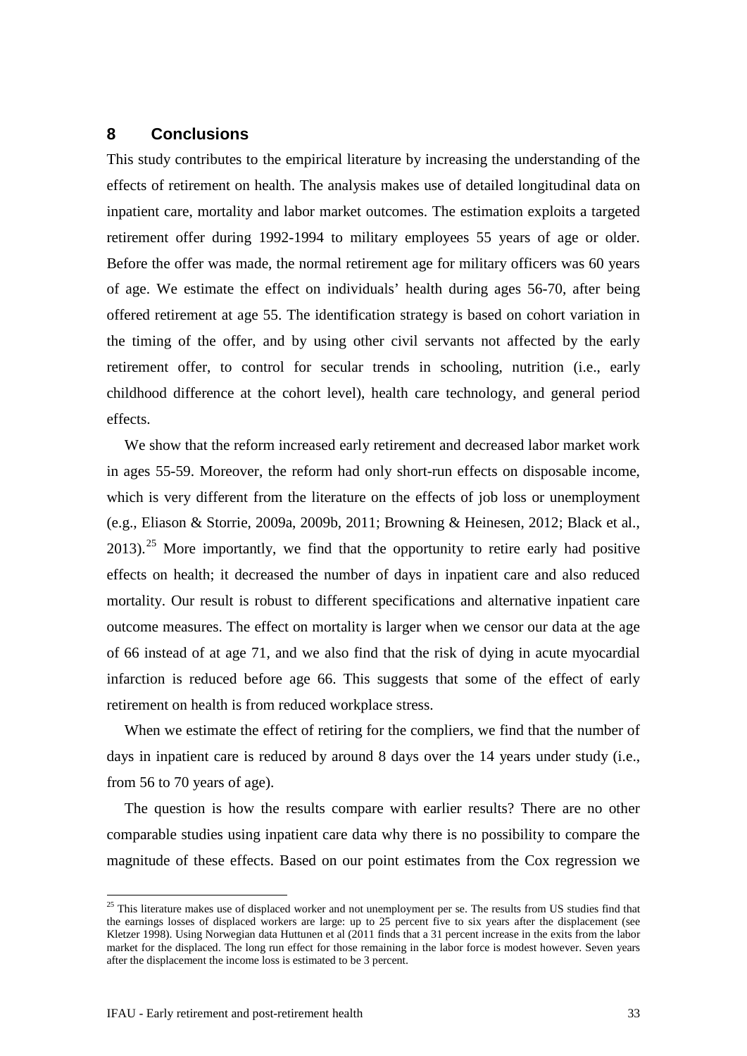## 8 Conclusions

This study contributes to the empirical literature by increasing the understanding of the effects of retirement on health. The analysis makes use of detailed longitudinal data on inpatient care, mortality and labor market outcomes. The estimation exploits a targeted retirement offer during 1992-1994 to military employees 55 years of age or older. Before the offer was made, the normal retirement age for military officers was 60 years of age. We estimate the effect on individuals' health during ages 56-70, after being offered retirement at age 55. The identification strategy is based on cohort variation in the timing of the offer, and by using other civil servants not affected by the early retirement offer, to control for secular trends in schooling, nutrition (i.e., early childhood difference at the cohort level), health care technology, and general period effects.

We show that the reform increased early retirement and decreased labor market work in ages 55-59. Moreover, the reform had only short-run effects on disposable income, which is very different from the literature on the effects of job loss or unemployment (e.g., Eliason & Storrie, 2009a, 2009b, 2011; Browning & Heinesen, 2012; Black et al., 2013).[25] More importantly, we find that the opportunity to retire early had positive effects on health; it decreased the number of days in inpatient care and also reduced mortality. Our result is robust to different specifications and alternative inpatient care outcome measures. The effect on mortality is larger when we censor our data at the age of 66 instead of at age 71, and we also find that the risk of dying in acute myocardial infarction is reduced before age 66. This suggests that some of the effect of early retirement on health is from reduced workplace stress.

When we estimate the effect of retiring for the compliers, we find that the number of days in inpatient care is reduced by around 8 days over the 14 years under study (i.e., from 56 to 70 years of age).

The question is how the results compare with earlier results? There are no other comparable studies using inpatient care data why there is no possibility to compare the magnitude of these effects. Based on our point estimates from the Cox regression we

[25] This literature makes use of displaced worker and not unemployment per se. The results from US studies find that the earnings losses of displaced workers are large: up to 25 percent five to six years after the displacement (see Kletzer 1998). Using Norwegian data Huttunen et al (2011 finds that a 31 percent increase in the exits from the labor market for the displaced. The long run effect for those remaining in the labor force is modest however. Seven years after the displacement the income loss is estimated to be 3 percent.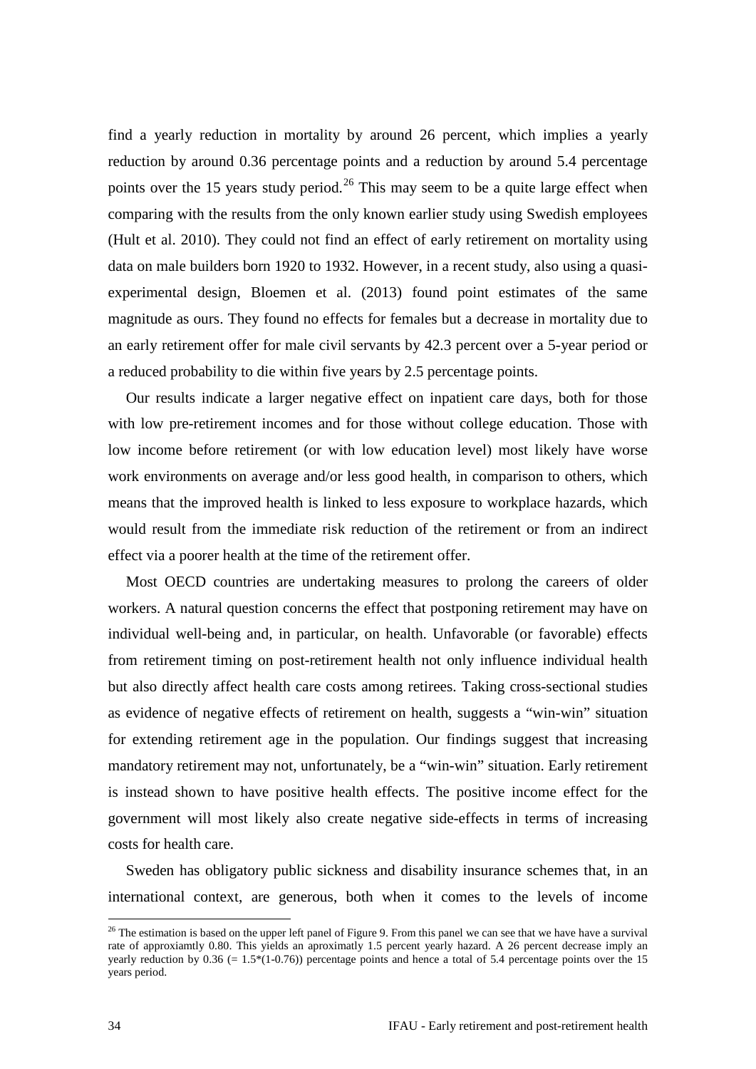find a yearly reduction in mortality by around 26 percent, which implies a yearly reduction by around 0.36 percentage points and a reduction by around 5.4 percentage points over the 15 years study period.[26] This may seem to be a quite large effect when comparing with the results from the only known earlier study using Swedish employees (Hult et al. 2010). They could not find an effect of early retirement on mortality using data on male builders born 1920 to 1932. However, in a recent study, also using a quasi-experimental design, Bloemen et al. (2013) found point estimates of the same magnitude as ours. They found no effects for females but a decrease in mortality due to an early retirement offer for male civil servants by 42.3 percent over a 5-year period or a reduced probability to die within five years by 2.5 percentage points.

Our results indicate a larger negative effect on inpatient care days, both for those with low pre-retirement incomes and for those without college education. Those with low income before retirement (or with low education level) most likely have worse work environments on average and/or less good health, in comparison to others, which means that the improved health is linked to less exposure to workplace hazards, which would result from the immediate risk reduction of the retirement or from an indirect effect via a poorer health at the time of the retirement offer.

Most OECD countries are undertaking measures to prolong the careers of older workers. A natural question concerns the effect that postponing retirement may have on individual well-being and, in particular, on health. Unfavorable (or favorable) effects from retirement timing on post-retirement health not only influence individual health but also directly affect health care costs among retirees. Taking cross-sectional studies as evidence of negative effects of retirement on health, suggests a "win-win" situation for extending retirement age in the population. Our findings suggest that increasing mandatory retirement may not, unfortunately, be a "win-win" situation. Early retirement is instead shown to have positive health effects. The positive income effect for the government will most likely also create negative side-effects in terms of increasing costs for health care.

Sweden has obligatory public sickness and disability insurance schemes that, in an international context, are generous, both when it comes to the levels of income

---

[26] The estimation is based on the upper left panel of Figure 9. From this panel we can see that we have have a survival rate of approxiamtly 0.80. This yields an aproximatly 1.5 percent yearly hazard. A 26 percent decrease imply an yearly reduction by 0.36 (= 1.5*(1-0.76)) percentage points and hence a total of 5.4 percentage points over the 15 years period.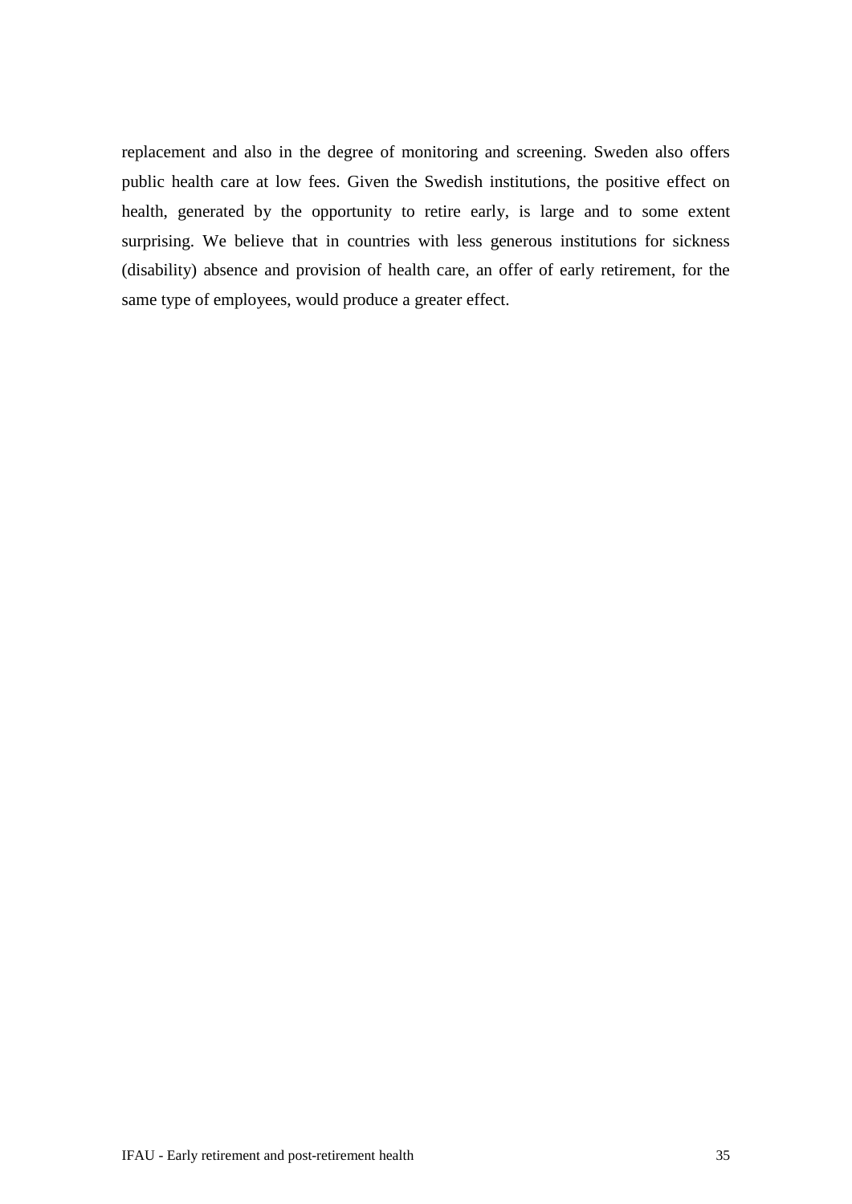replacement and also in the degree of monitoring and screening. Sweden also offers public health care at low fees. Given the Swedish institutions, the positive effect on health, generated by the opportunity to retire early, is large and to some extent surprising. We believe that in countries with less generous institutions for sickness (disability) absence and provision of health care, an offer of early retirement, for the same type of employees, would produce a greater effect.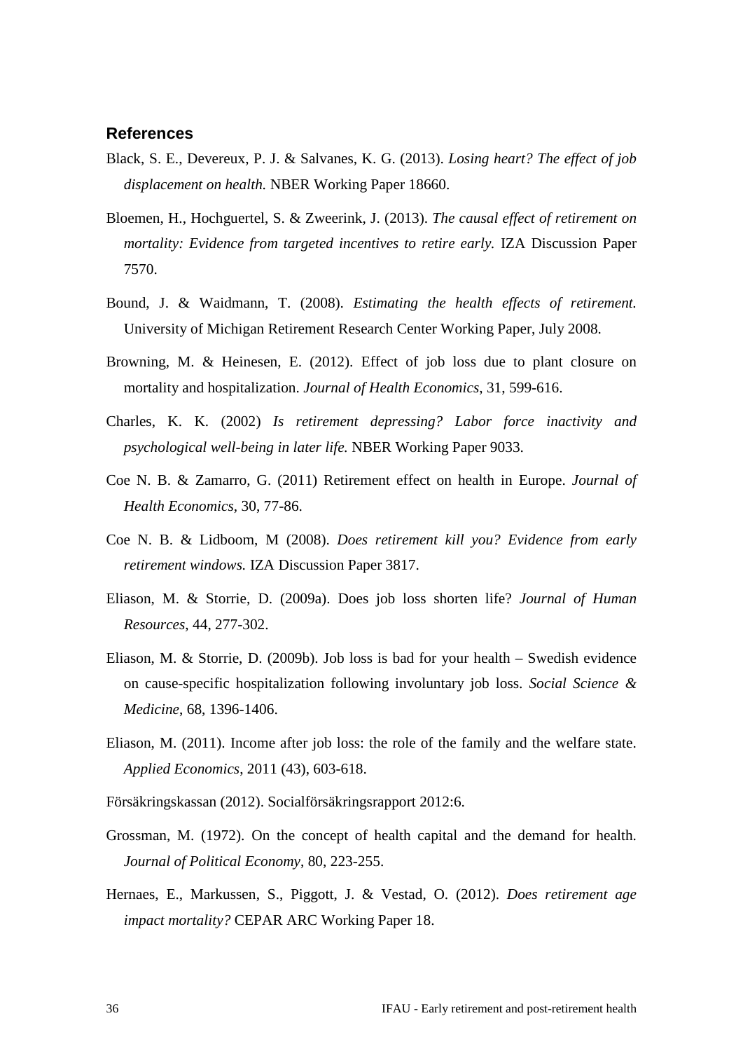## References

Black, S. E., Devereux, P. J. & Salvanes, K. G. (2013). *Losing heart? The effect of job displacement on health.* NBER Working Paper 18660.

Bloemen, H., Hochguertel, S. & Zweerink, J. (2013). *The causal effect of retirement on mortality: Evidence from targeted incentives to retire early.* IZA Discussion Paper 7570.

Bound, J. & Waidmann, T. (2008). *Estimating the health effects of retirement.* University of Michigan Retirement Research Center Working Paper, July 2008.

Browning, M. & Heinesen, E. (2012). Effect of job loss due to plant closure on mortality and hospitalization. *Journal of Health Economics*, 31, 599-616.

Charles, K. K. (2002) *Is retirement depressing? Labor force inactivity and psychological well-being in later life.* NBER Working Paper 9033.

Coe N. B. & Zamarro, G. (2011) Retirement effect on health in Europe. *Journal of Health Economics*, 30, 77-86.

Coe N. B. & Lidboom, M (2008). *Does retirement kill you? Evidence from early retirement windows.* IZA Discussion Paper 3817.

Eliason, M. & Storrie, D. (2009a). Does job loss shorten life? *Journal of Human Resources*, 44, 277-302.

Eliason, M. & Storrie, D. (2009b). Job loss is bad for your health – Swedish evidence on cause-specific hospitalization following involuntary job loss. *Social Science & Medicine*, 68, 1396-1406.

Eliason, M. (2011). Income after job loss: the role of the family and the welfare state. *Applied Economics*, 2011 (43), 603-618.

Försäkringskassan (2012). Socialförsäkringsrapport 2012:6.

Grossman, M. (1972). On the concept of health capital and the demand for health. *Journal of Political Economy*, 80, 223-255.

Hernaes, E., Markussen, S., Piggott, J. & Vestad, O. (2012). *Does retirement age impact mortality?* CEPAR ARC Working Paper 18.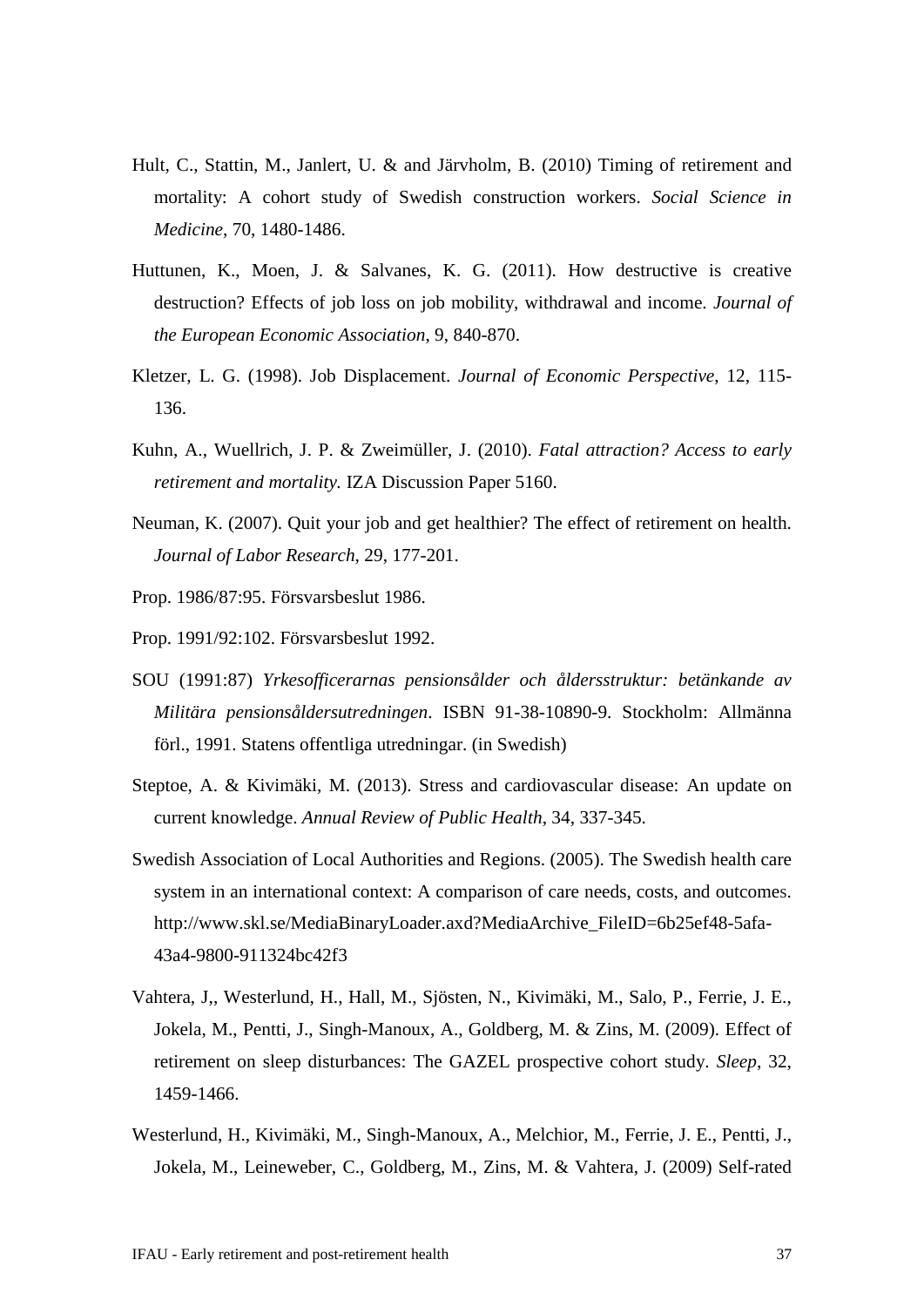Hult, C., Stattin, M., Janlert, U. & and Järvholm, B. (2010) Timing of retirement and mortality: A cohort study of Swedish construction workers. *Social Science in Medicine*, 70, 1480-1486.

Huttunen, K., Moen, J. & Salvanes, K. G. (2011). How destructive is creative destruction? Effects of job loss on job mobility, withdrawal and income. *Journal of the European Economic Association*, 9, 840-870.

Kletzer, L. G. (1998). Job Displacement. *Journal of Economic Perspective*, 12, 115-136.

Kuhn, A., Wuellrich, J. P. & Zweimüller, J. (2010). *Fatal attraction? Access to early retirement and mortality.* IZA Discussion Paper 5160.

Neuman, K. (2007). Quit your job and get healthier? The effect of retirement on health. *Journal of Labor Research*, 29, 177-201.

Prop. 1986/87:95. Försvarsbeslut 1986.

Prop. 1991/92:102. Försvarsbeslut 1992.

SOU (1991:87) *Yrkesofficerarnas pensionsålder och åldersstruktur: betänkande av Militära pensionsåldersutredningen*. ISBN 91-38-10890-9. Stockholm: Allmänna förl., 1991. Statens offentliga utredningar. (in Swedish)

Steptoe, A. & Kivimäki, M. (2013). Stress and cardiovascular disease: An update on current knowledge. *Annual Review of Public Health*, 34, 337-345.

Swedish Association of Local Authorities and Regions. (2005). The Swedish health care system in an international context: A comparison of care needs, costs, and outcomes. http://www.skl.se/MediaBinaryLoader.axd?MediaArchive_FileID=6b25ef48-5afa-43a4-9800-911324bc42f3

Vahtera, J,, Westerlund, H., Hall, M., Sjösten, N., Kivimäki, M., Salo, P., Ferrie, J. E., Jokela, M., Pentti, J., Singh-Manoux, A., Goldberg, M. & Zins, M. (2009). Effect of retirement on sleep disturbances: The GAZEL prospective cohort study. *Sleep*, 32, 1459-1466.

Westerlund, H., Kivimäki, M., Singh-Manoux, A., Melchior, M., Ferrie, J. E., Pentti, J., Jokela, M., Leineweber, C., Goldberg, M., Zins, M. & Vahtera, J. (2009) Self-rated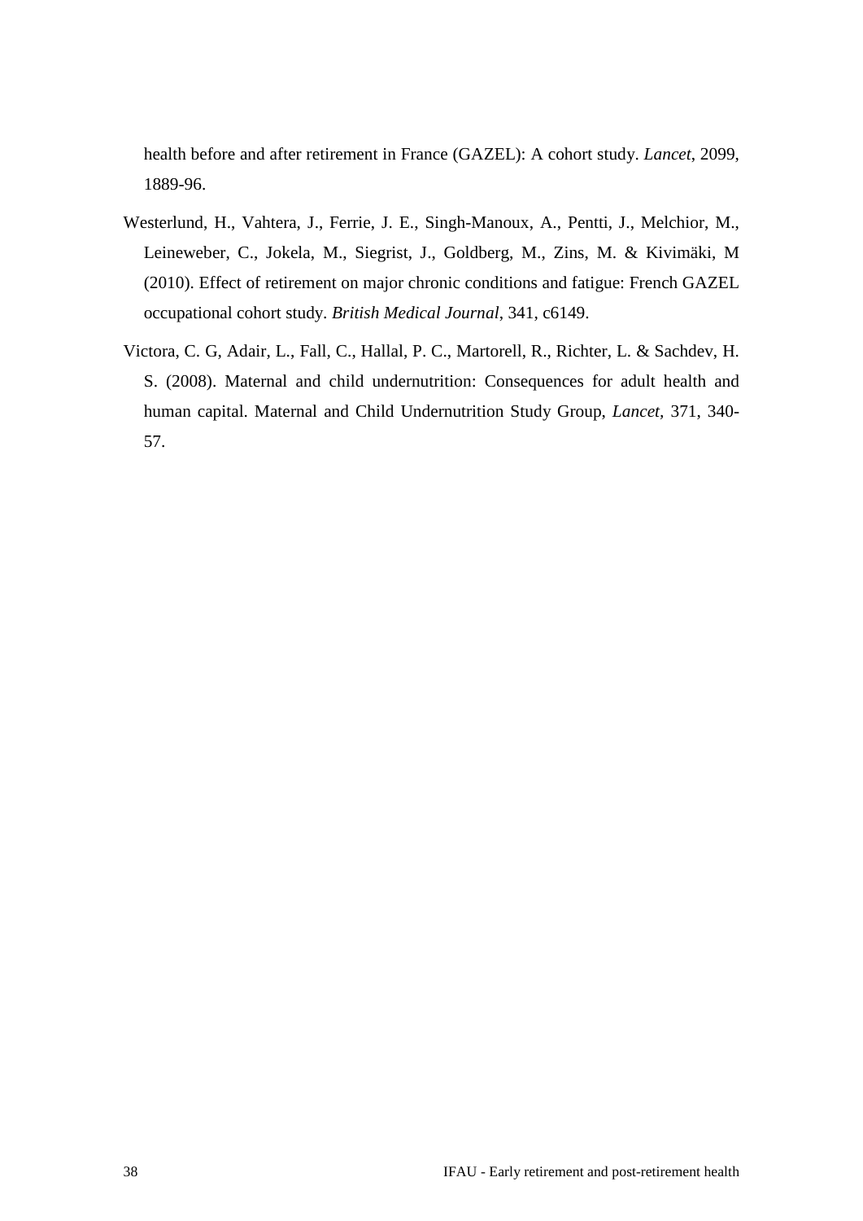health before and after retirement in France (GAZEL): A cohort study. *Lancet*, 2099, 1889-96.

Westerlund, H., Vahtera, J., Ferrie, J. E., Singh-Manoux, A., Pentti, J., Melchior, M., Leineweber, C., Jokela, M., Siegrist, J., Goldberg, M., Zins, M. & Kivimäki, M (2010). Effect of retirement on major chronic conditions and fatigue: French GAZEL occupational cohort study. *British Medical Journal*, 341, c6149.

Victora, C. G, Adair, L., Fall, C., Hallal, P. C., Martorell, R., Richter, L. & Sachdev, H. S. (2008). Maternal and child undernutrition: Consequences for adult health and human capital. Maternal and Child Undernutrition Study Group, *Lancet,* 371, 340-57.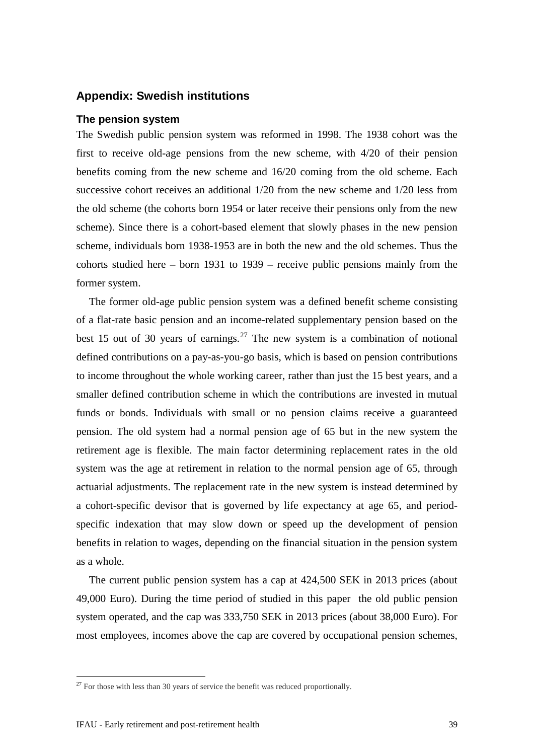## Appendix: Swedish institutions

### The pension system

The Swedish public pension system was reformed in 1998. The 1938 cohort was the first to receive old-age pensions from the new scheme, with 4/20 of their pension benefits coming from the new scheme and 16/20 coming from the old scheme. Each successive cohort receives an additional 1/20 from the new scheme and 1/20 less from the old scheme (the cohorts born 1954 or later receive their pensions only from the new scheme). Since there is a cohort-based element that slowly phases in the new pension scheme, individuals born 1938-1953 are in both the new and the old schemes. Thus the cohorts studied here – born 1931 to 1939 – receive public pensions mainly from the former system.

The former old-age public pension system was a defined benefit scheme consisting of a flat-rate basic pension and an income-related supplementary pension based on the best 15 out of 30 years of earnings.[27] The new system is a combination of notional defined contributions on a pay-as-you-go basis, which is based on pension contributions to income throughout the whole working career, rather than just the 15 best years, and a smaller defined contribution scheme in which the contributions are invested in mutual funds or bonds. Individuals with small or no pension claims receive a guaranteed pension. The old system had a normal pension age of 65 but in the new system the retirement age is flexible. The main factor determining replacement rates in the old system was the age at retirement in relation to the normal pension age of 65, through actuarial adjustments. The replacement rate in the new system is instead determined by a cohort-specific devisor that is governed by life expectancy at age 65, and period-specific indexation that may slow down or speed up the development of pension benefits in relation to wages, depending on the financial situation in the pension system as a whole.

The current public pension system has a cap at 424,500 SEK in 2013 prices (about 49,000 Euro). During the time period of studied in this paper the old public pension system operated, and the cap was 333,750 SEK in 2013 prices (about 38,000 Euro). For most employees, incomes above the cap are covered by occupational pension schemes,

[27] For those with less than 30 years of service the benefit was reduced proportionally.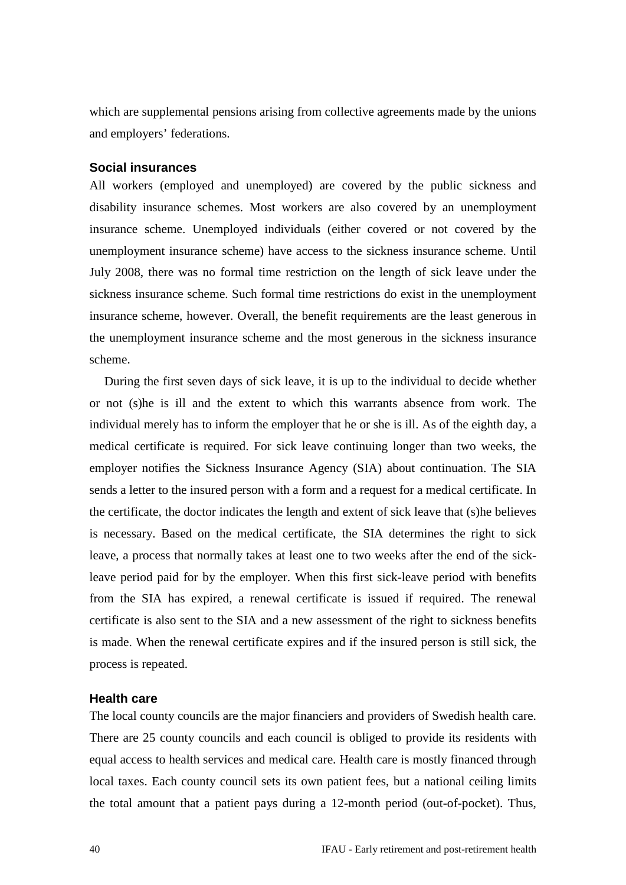which are supplemental pensions arising from collective agreements made by the unions and employers' federations.

### Social insurances

All workers (employed and unemployed) are covered by the public sickness and disability insurance schemes. Most workers are also covered by an unemployment insurance scheme. Unemployed individuals (either covered or not covered by the unemployment insurance scheme) have access to the sickness insurance scheme. Until July 2008, there was no formal time restriction on the length of sick leave under the sickness insurance scheme. Such formal time restrictions do exist in the unemployment insurance scheme, however. Overall, the benefit requirements are the least generous in the unemployment insurance scheme and the most generous in the sickness insurance scheme.

During the first seven days of sick leave, it is up to the individual to decide whether or not (s)he is ill and the extent to which this warrants absence from work. The individual merely has to inform the employer that he or she is ill. As of the eighth day, a medical certificate is required. For sick leave continuing longer than two weeks, the employer notifies the Sickness Insurance Agency (SIA) about continuation. The SIA sends a letter to the insured person with a form and a request for a medical certificate. In the certificate, the doctor indicates the length and extent of sick leave that (s)he believes is necessary. Based on the medical certificate, the SIA determines the right to sick leave, a process that normally takes at least one to two weeks after the end of the sick-leave period paid for by the employer. When this first sick-leave period with benefits from the SIA has expired, a renewal certificate is issued if required. The renewal certificate is also sent to the SIA and a new assessment of the right to sickness benefits is made. When the renewal certificate expires and if the insured person is still sick, the process is repeated.

### Health care

The local county councils are the major financiers and providers of Swedish health care. There are 25 county councils and each council is obliged to provide its residents with equal access to health services and medical care. Health care is mostly financed through local taxes. Each county council sets its own patient fees, but a national ceiling limits the total amount that a patient pays during a 12-month period (out-of-pocket). Thus,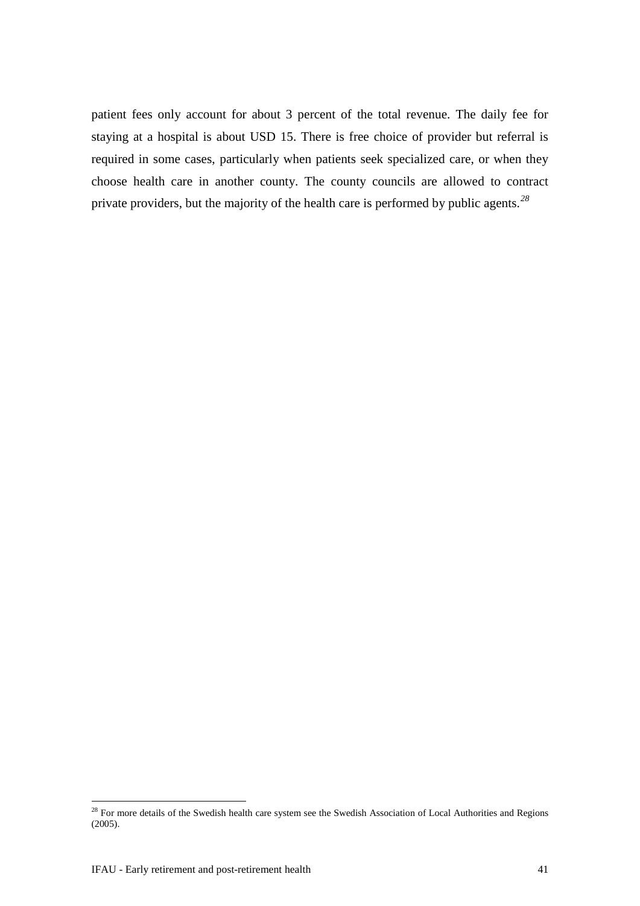patient fees only account for about 3 percent of the total revenue. The daily fee for staying at a hospital is about USD 15. There is free choice of provider but referral is required in some cases, particularly when patients seek specialized care, or when they choose health care in another county. The county councils are allowed to contract private providers, but the majority of the health care is performed by public agents.[28]

[28] For more details of the Swedish health care system see the Swedish Association of Local Authorities and Regions (2005).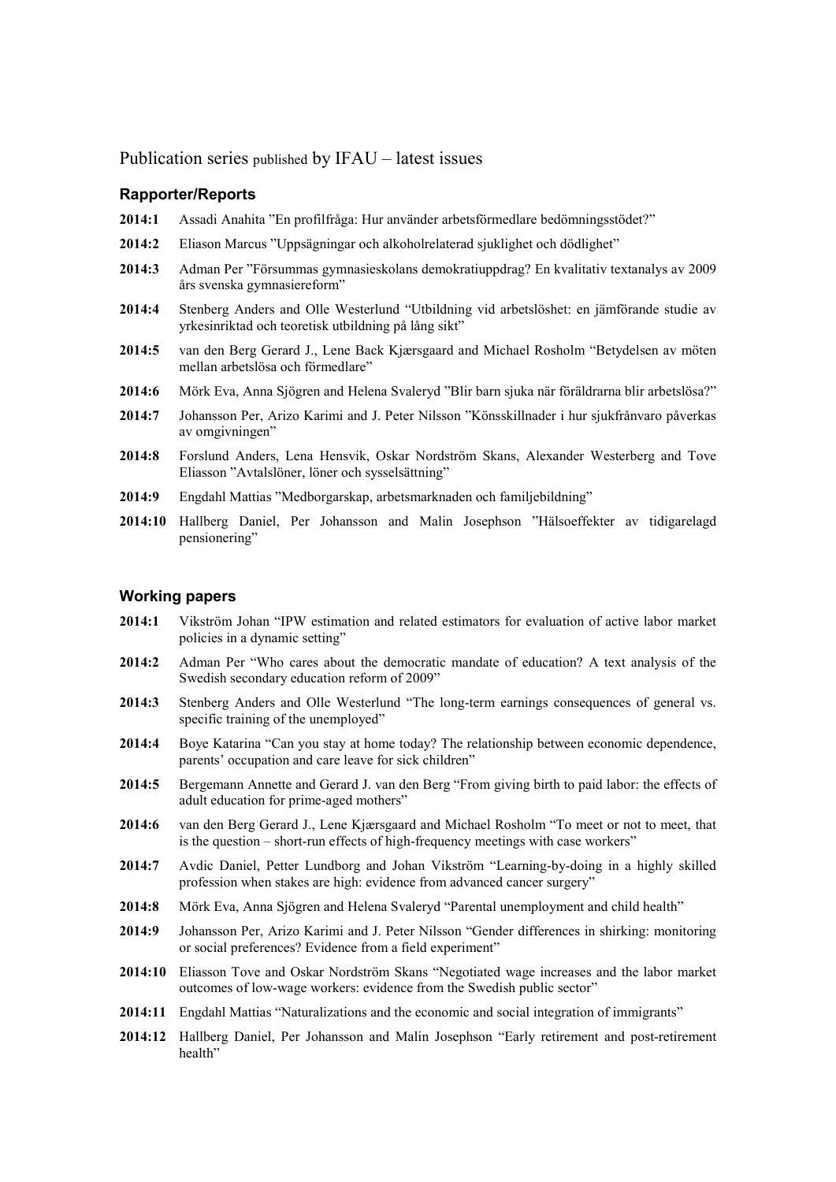# Publication series published by IFAU – latest issues

## Rapporter/Reports

**2014:1** Assadi Anahita ”En profilfråga: Hur använder arbetsförmedlare bedömningsstödet?”

**2014:2** Eliason Marcus ”Uppsägningar och alkoholrelaterad sjuklighet och dödlighet”

**2014:3** Adman Per ”Försummas gymnasieskolans demokratiuppdrag? En kvalitativ textanalys av 2009 års svenska gymnasiereform”

**2014:4** Stenberg Anders and Olle Westerlund “Utbildning vid arbetslöshet: en jämförande studie av yrkesinriktad och teoretisk utbildning på lång sikt”

**2014:5** van den Berg Gerard J., Lene Back Kjærsgaard and Michael Rosholm “Betydelsen av möten mellan arbetslösa och förmedlare”

**2014:6** Mörk Eva, Anna Sjögren and Helena Svaleryd ”Blir barn sjuka när föräldrarna blir arbetslösa?”

**2014:7** Johansson Per, Arizo Karimi and J. Peter Nilsson ”Könsskillnader i hur sjukfrånvaro påverkas av omgivningen”

**2014:8** Forslund Anders, Lena Hensvik, Oskar Nordström Skans, Alexander Westerberg and Tove Eliasson ”Avtalslöner, löner och sysselsättning”

**2014:9** Engdahl Mattias ”Medborgarskap, arbetsmarknaden och familjebildning”

**2014:10** Hallberg Daniel, Per Johansson and Malin Josephson ”Hälsoeffekter av tidigarelagd pensionering”

## Working papers

**2014:1** Vikström Johan “IPW estimation and related estimators for evaluation of active labor market policies in a dynamic setting”

**2014:2** Adman Per “Who cares about the democratic mandate of education? A text analysis of the Swedish secondary education reform of 2009”

**2014:3** Stenberg Anders and Olle Westerlund “The long-term earnings consequences of general vs. specific training of the unemployed”

**2014:4** Boye Katarina “Can you stay at home today? The relationship between economic dependence, parents’ occupation and care leave for sick children”

**2014:5** Bergemann Annette and Gerard J. van den Berg “From giving birth to paid labor: the effects of adult education for prime-aged mothers”

**2014:6** van den Berg Gerard J., Lene Kjærsgaard and Michael Rosholm “To meet or not to meet, that is the question – short-run effects of high-frequency meetings with case workers”

**2014:7** Avdic Daniel, Petter Lundborg and Johan Vikström “Learning-by-doing in a highly skilled profession when stakes are high: evidence from advanced cancer surgery”

**2014:8** Mörk Eva, Anna Sjögren and Helena Svaleryd “Parental unemployment and child health”

**2014:9** Johansson Per, Arizo Karimi and J. Peter Nilsson “Gender differences in shirking: monitoring or social preferences? Evidence from a field experiment”

**2014:10** Eliasson Tove and Oskar Nordström Skans “Negotiated wage increases and the labor market outcomes of low-wage workers: evidence from the Swedish public sector”

**2014:11** Engdahl Mattias “Naturalizations and the economic and social integration of immigrants”

**2014:12** Hallberg Daniel, Per Johansson and Malin Josephson “Early retirement and post-retirement health”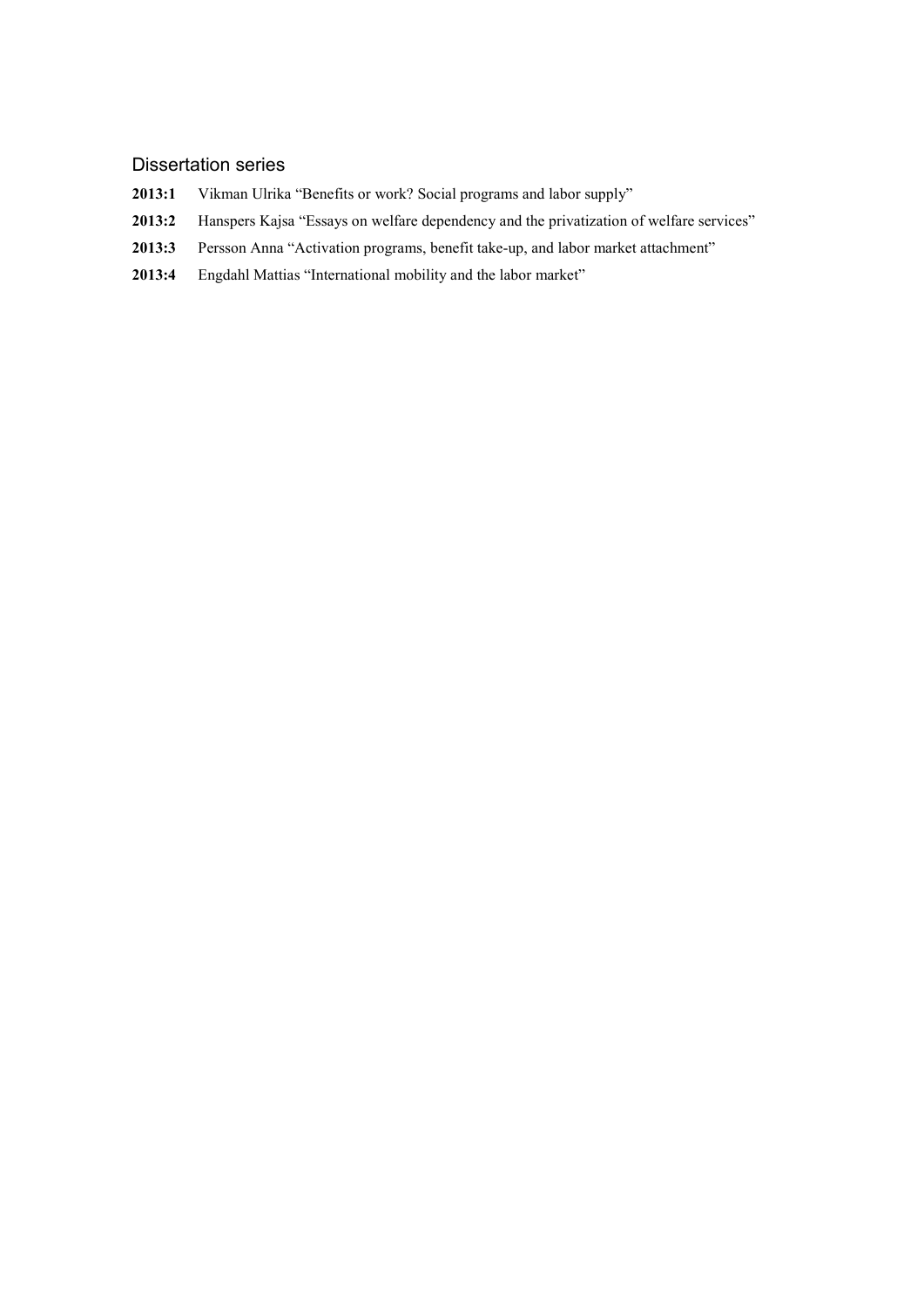## Dissertation series

**2013:1** Vikman Ulrika "Benefits or work? Social programs and labor supply"

**2013:2** Hanspers Kajsa "Essays on welfare dependency and the privatization of welfare services"

**2013:3** Persson Anna "Activation programs, benefit take-up, and labor market attachment"

**2013:4** Engdahl Mattias "International mobility and the labor market"